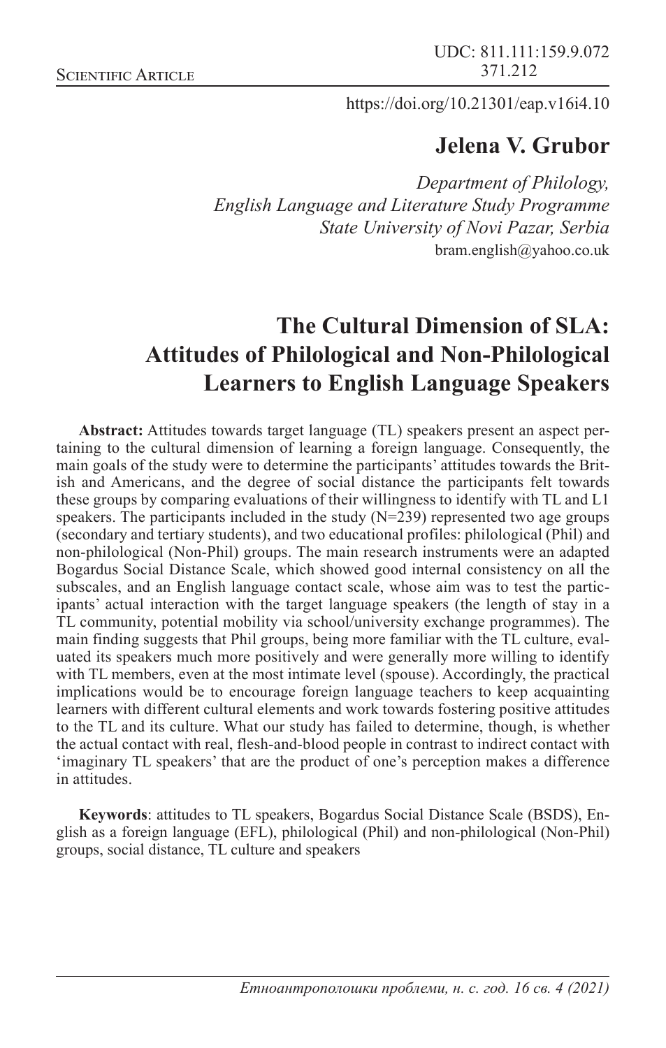Scientific Article

UDC: 811.111:159.9.072
371.212

https://doi.org/10.21301/eap.v16i4.10

**Jelena V. Grubor**

*Department of Philology,*
*English Language and Literature Study Programme*
*State University of Novi Pazar, Serbia*
bram.english@yahoo.co.uk

# The Cultural Dimension of SLA: Attitudes of Philological and Non-Philological Learners to English Language Speakers

**Abstract:** Attitudes towards target language (TL) speakers present an aspect pertaining to the cultural dimension of learning a foreign language. Consequently, the main goals of the study were to determine the participants' attitudes towards the British and Americans, and the degree of social distance the participants felt towards these groups by comparing evaluations of their willingness to identify with TL and L1 speakers. The participants included in the study (N=239) represented two age groups (secondary and tertiary students), and two educational profiles: philological (Phil) and non-philological (Non-Phil) groups. The main research instruments were an adapted Bogardus Social Distance Scale, which showed good internal consistency on all the subscales, and an English language contact scale, whose aim was to test the participants' actual interaction with the target language speakers (the length of stay in a TL community, potential mobility via school/university exchange programmes). The main finding suggests that Phil groups, being more familiar with the TL culture, evaluated its speakers much more positively and were generally more willing to identify with TL members, even at the most intimate level (spouse). Accordingly, the practical implications would be to encourage foreign language teachers to keep acquainting learners with different cultural elements and work towards fostering positive attitudes to the TL and its culture. What our study has failed to determine, though, is whether the actual contact with real, flesh-and-blood people in contrast to indirect contact with 'imaginary TL speakers' that are the product of one's perception makes a difference in attitudes.

**Keywords**: attitudes to TL speakers, Bogardus Social Distance Scale (BSDS), English as a foreign language (EFL), philological (Phil) and non-philological (Non-Phil) groups, social distance, TL culture and speakers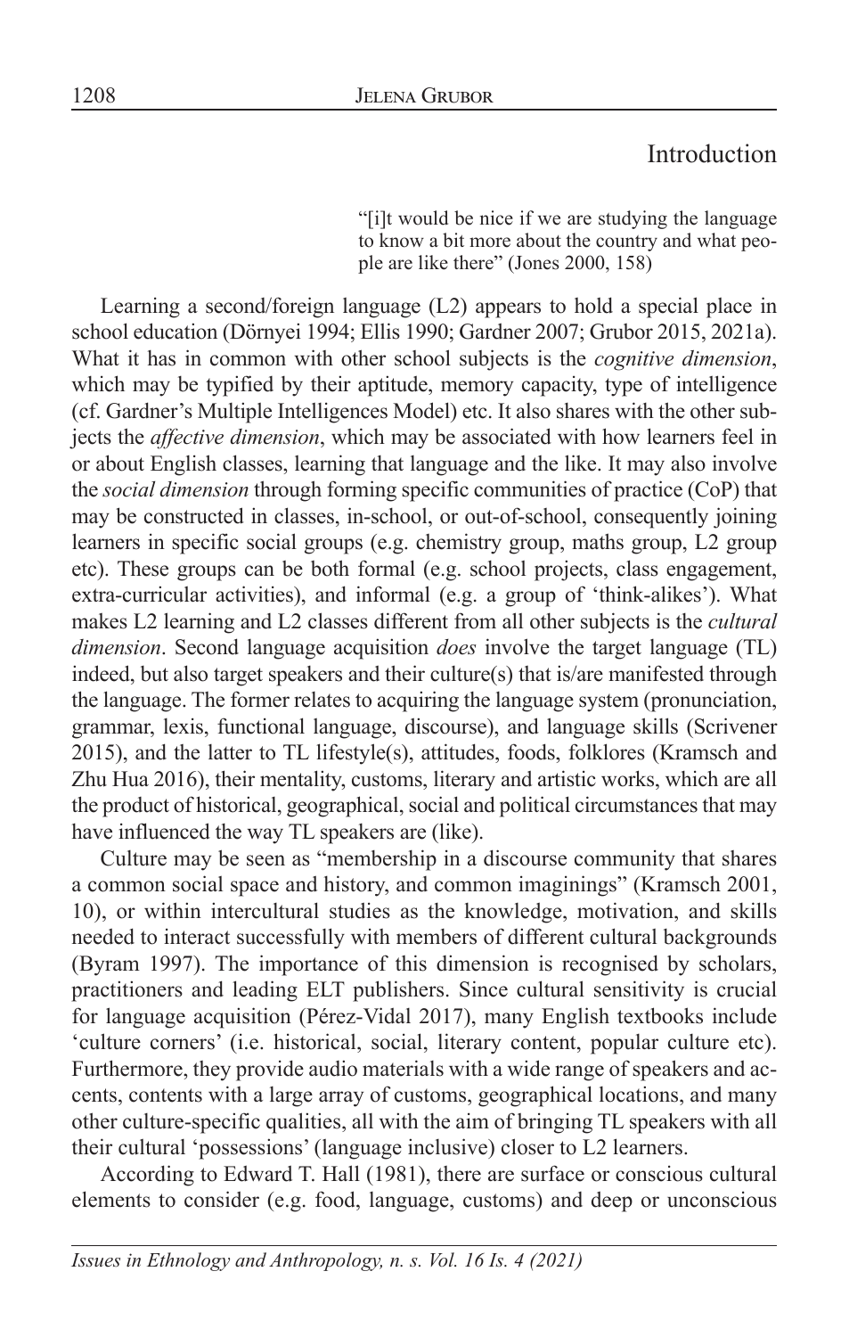## Introduction

> "[i]t would be nice if we are studying the language to know a bit more about the country and what people are like there" (Jones 2000, 158)

Learning a second/foreign language (L2) appears to hold a special place in school education (Dörnyei 1994; Ellis 1990; Gardner 2007; Grubor 2015, 2021a). What it has in common with other school subjects is the *cognitive dimension*, which may be typified by their aptitude, memory capacity, type of intelligence (cf. Gardner's Multiple Intelligences Model) etc. It also shares with the other subjects the *affective dimension*, which may be associated with how learners feel in or about English classes, learning that language and the like. It may also involve the *social dimension* through forming specific communities of practice (CoP) that may be constructed in classes, in-school, or out-of-school, consequently joining learners in specific social groups (e.g. chemistry group, maths group, L2 group etc). These groups can be both formal (e.g. school projects, class engagement, extra-curricular activities), and informal (e.g. a group of 'think-alikes'). What makes L2 learning and L2 classes different from all other subjects is the *cultural dimension*. Second language acquisition *does* involve the target language (TL) indeed, but also target speakers and their culture(s) that is/are manifested through the language. The former relates to acquiring the language system (pronunciation, grammar, lexis, functional language, discourse), and language skills (Scrivener 2015), and the latter to TL lifestyle(s), attitudes, foods, folklores (Kramsch and Zhu Hua 2016), their mentality, customs, literary and artistic works, which are all the product of historical, geographical, social and political circumstances that may have influenced the way TL speakers are (like).

Culture may be seen as "membership in a discourse community that shares a common social space and history, and common imaginings" (Kramsch 2001, 10), or within intercultural studies as the knowledge, motivation, and skills needed to interact successfully with members of different cultural backgrounds (Byram 1997). The importance of this dimension is recognised by scholars, practitioners and leading ELT publishers. Since cultural sensitivity is crucial for language acquisition (Pérez-Vidal 2017), many English textbooks include 'culture corners' (i.e. historical, social, literary content, popular culture etc). Furthermore, they provide audio materials with a wide range of speakers and accents, contents with a large array of customs, geographical locations, and many other culture-specific qualities, all with the aim of bringing TL speakers with all their cultural 'possessions' (language inclusive) closer to L2 learners.

According to Edward T. Hall (1981), there are surface or conscious cultural elements to consider (e.g. food, language, customs) and deep or unconscious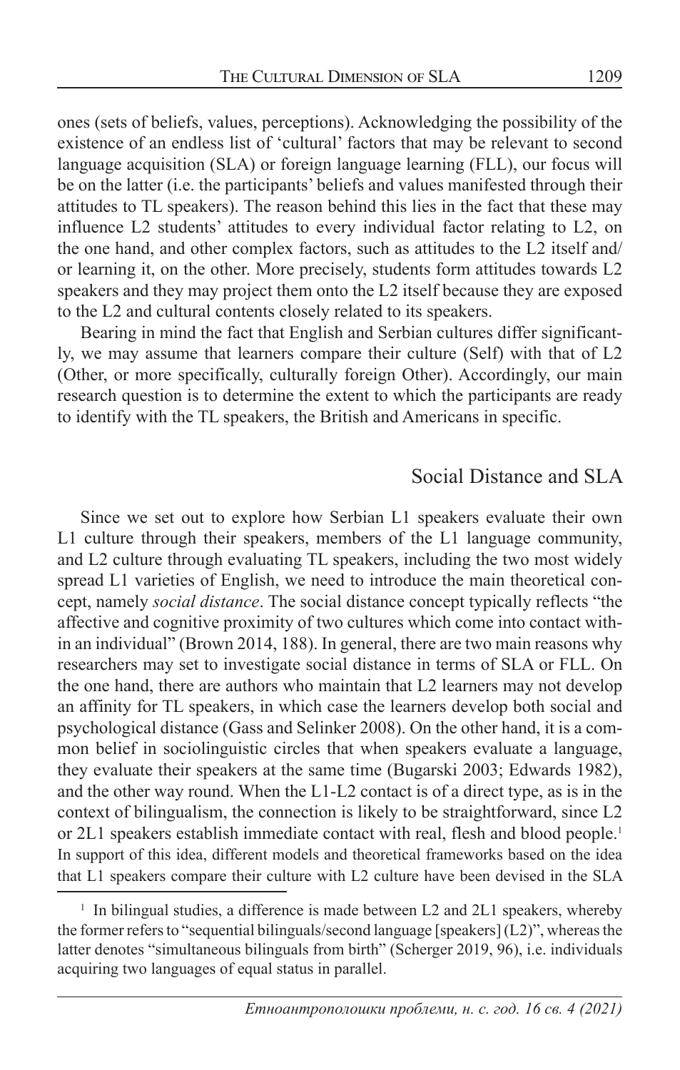ones (sets of beliefs, values, perceptions). Acknowledging the possibility of the existence of an endless list of 'cultural' factors that may be relevant to second language acquisition (SLA) or foreign language learning (FLL), our focus will be on the latter (i.e. the participants' beliefs and values manifested through their attitudes to TL speakers). The reason behind this lies in the fact that these may influence L2 students' attitudes to every individual factor relating to L2, on the one hand, and other complex factors, such as attitudes to the L2 itself and/or learning it, on the other. More precisely, students form attitudes towards L2 speakers and they may project them onto the L2 itself because they are exposed to the L2 and cultural contents closely related to its speakers.

Bearing in mind the fact that English and Serbian cultures differ significantly, we may assume that learners compare their culture (Self) with that of L2 (Other, or more specifically, culturally foreign Other). Accordingly, our main research question is to determine the extent to which the participants are ready to identify with the TL speakers, the British and Americans in specific.

## Social Distance and SLA

Since we set out to explore how Serbian L1 speakers evaluate their own L1 culture through their speakers, members of the L1 language community, and L2 culture through evaluating TL speakers, including the two most widely spread L1 varieties of English, we need to introduce the main theoretical concept, namely *social distance*. The social distance concept typically reflects "the affective and cognitive proximity of two cultures which come into contact within an individual" (Brown 2014, 188). In general, there are two main reasons why researchers may set to investigate social distance in terms of SLA or FLL. On the one hand, there are authors who maintain that L2 learners may not develop an affinity for TL speakers, in which case the learners develop both social and psychological distance (Gass and Selinker 2008). On the other hand, it is a common belief in sociolinguistic circles that when speakers evaluate a language, they evaluate their speakers at the same time (Bugarski 2003; Edwards 1982), and the other way round. When the L1-L2 contact is of a direct type, as is in the context of bilingualism, the connection is likely to be straightforward, since L2 or 2L1 speakers establish immediate contact with real, flesh and blood people.[1] In support of this idea, different models and theoretical frameworks based on the idea that L1 speakers compare their culture with L2 culture have been devised in the SLA

[1] In bilingual studies, a difference is made between L2 and 2L1 speakers, whereby the former refers to "sequential bilinguals/second language [speakers] (L2)", whereas the latter denotes "simultaneous bilinguals from birth" (Scherger 2019, 96), i.e. individuals acquiring two languages of equal status in parallel.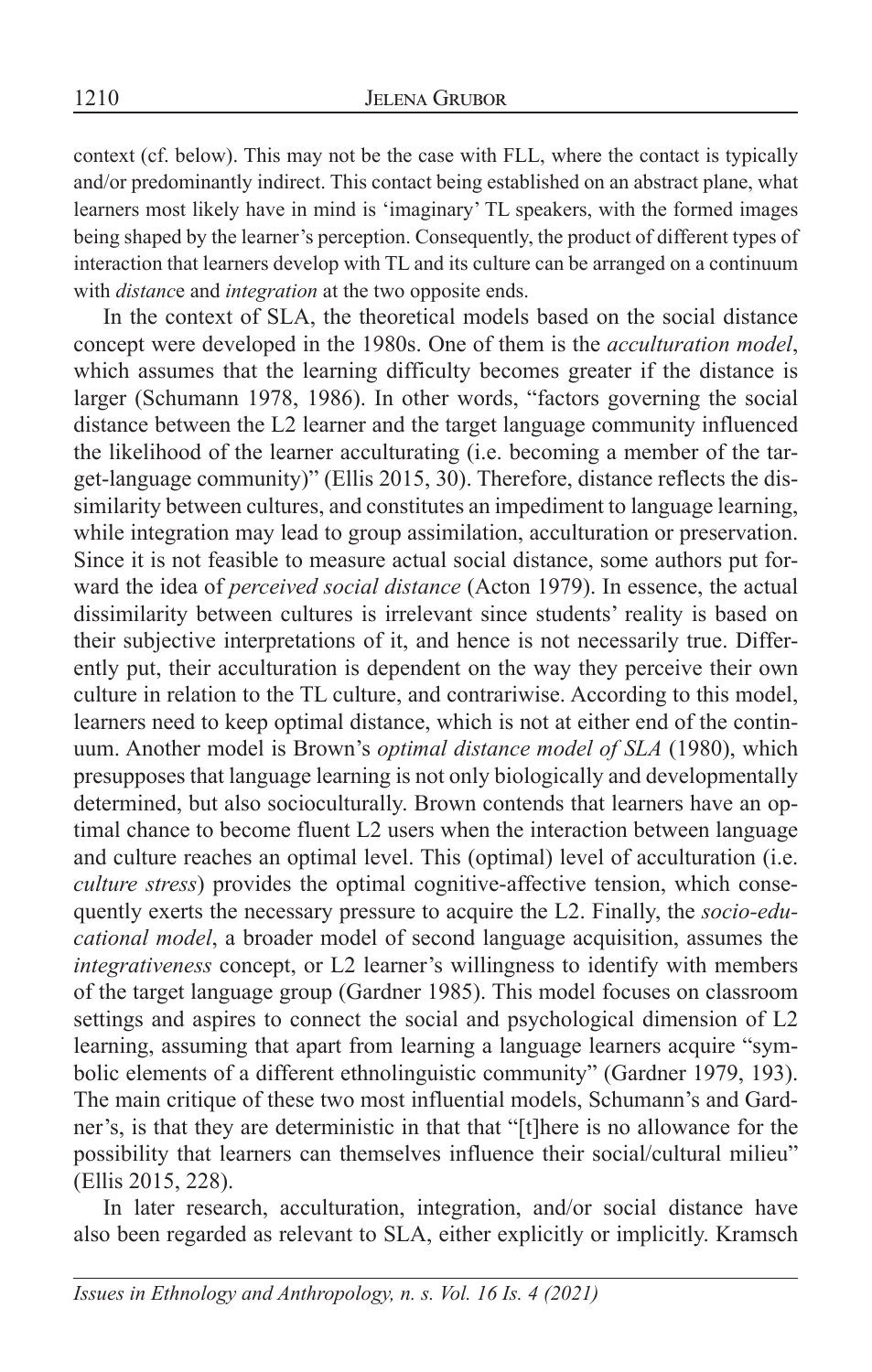context (cf. below). This may not be the case with FLL, where the contact is typically and/or predominantly indirect. This contact being established on an abstract plane, what learners most likely have in mind is 'imaginary' TL speakers, with the formed images being shaped by the learner's perception. Consequently, the product of different types of interaction that learners develop with TL and its culture can be arranged on a continuum with *distanc*e and *integration* at the two opposite ends.

In the context of SLA, the theoretical models based on the social distance concept were developed in the 1980s. One of them is the *acculturation model*, which assumes that the learning difficulty becomes greater if the distance is larger (Schumann 1978, 1986). In other words, "factors governing the social distance between the L2 learner and the target language community influenced the likelihood of the learner acculturating (i.e. becoming a member of the target-language community)" (Ellis 2015, 30). Therefore, distance reflects the dissimilarity between cultures, and constitutes an impediment to language learning, while integration may lead to group assimilation, acculturation or preservation. Since it is not feasible to measure actual social distance, some authors put forward the idea of *perceived social distance* (Acton 1979). In essence, the actual dissimilarity between cultures is irrelevant since students' reality is based on their subjective interpretations of it, and hence is not necessarily true. Differently put, their acculturation is dependent on the way they perceive their own culture in relation to the TL culture, and contrariwise. According to this model, learners need to keep optimal distance, which is not at either end of the continuum. Another model is Brown's *optimal distance model of SLA* (1980), which presupposes that language learning is not only biologically and developmentally determined, but also socioculturally. Brown contends that learners have an optimal chance to become fluent L2 users when the interaction between language and culture reaches an optimal level. This (optimal) level of acculturation (i.e. *culture stress*) provides the optimal cognitive-affective tension, which consequently exerts the necessary pressure to acquire the L2. Finally, the *socio-educational model*, a broader model of second language acquisition, assumes the *integrativeness* concept, or L2 learner's willingness to identify with members of the target language group (Gardner 1985). This model focuses on classroom settings and aspires to connect the social and psychological dimension of L2 learning, assuming that apart from learning a language learners acquire "symbolic elements of a different ethnolinguistic community" (Gardner 1979, 193). The main critique of these two most influential models, Schumann's and Gardner's, is that they are deterministic in that that "[t]here is no allowance for the possibility that learners can themselves influence their social/cultural milieu" (Ellis 2015, 228).

In later research, acculturation, integration, and/or social distance have also been regarded as relevant to SLA, either explicitly or implicitly. Kramsch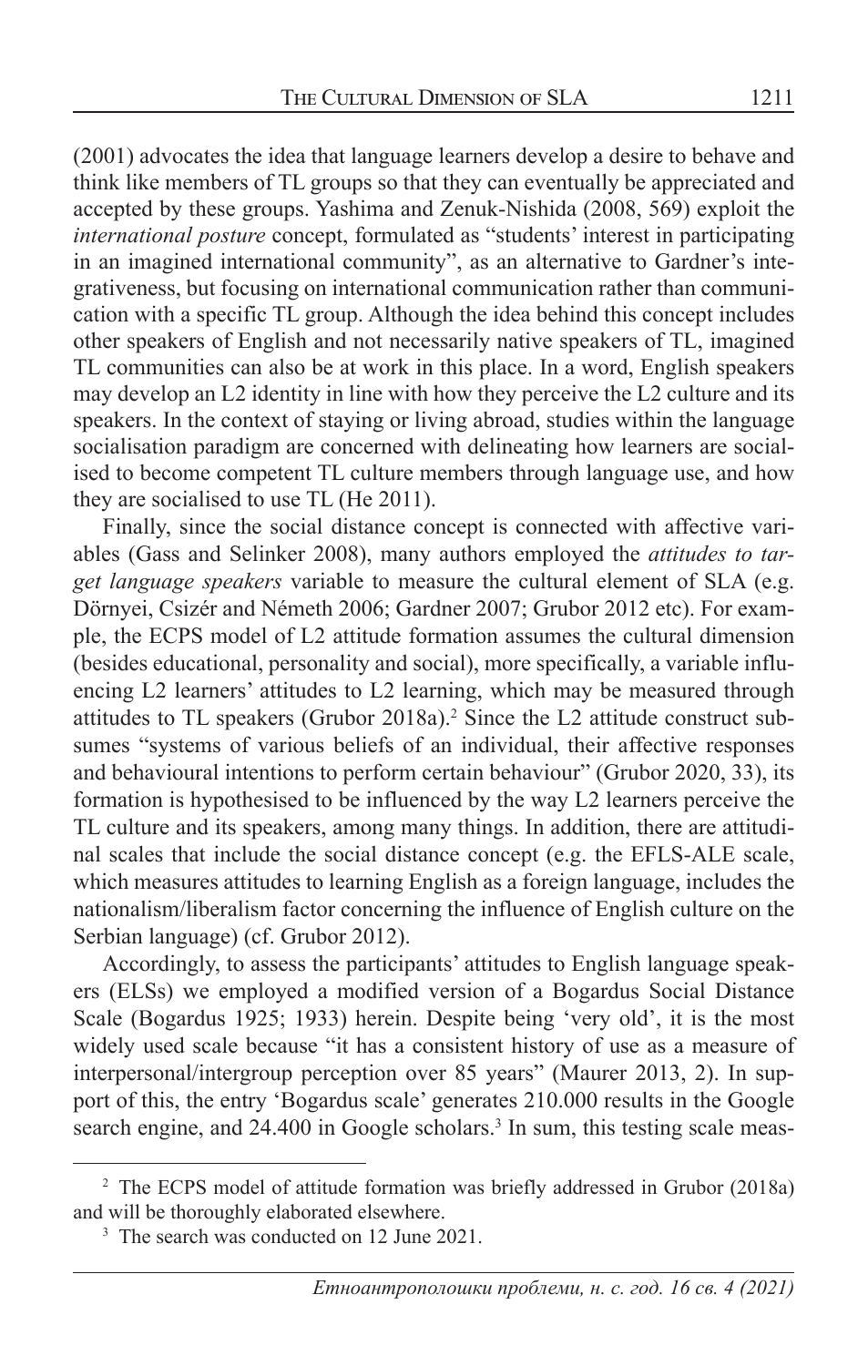(2001) advocates the idea that language learners develop a desire to behave and think like members of TL groups so that they can eventually be appreciated and accepted by these groups. Yashima and Zenuk-Nishida (2008, 569) exploit the *international posture* concept, formulated as "students' interest in participating in an imagined international community", as an alternative to Gardner's integrativeness, but focusing on international communication rather than communication with a specific TL group. Although the idea behind this concept includes other speakers of English and not necessarily native speakers of TL, imagined TL communities can also be at work in this place. In a word, English speakers may develop an L2 identity in line with how they perceive the L2 culture and its speakers. In the context of staying or living abroad, studies within the language socialisation paradigm are concerned with delineating how learners are socialised to become competent TL culture members through language use, and how they are socialised to use TL (He 2011).

Finally, since the social distance concept is connected with affective variables (Gass and Selinker 2008), many authors employed the *attitudes to target language speakers* variable to measure the cultural element of SLA (e.g. Dörnyei, Csizér and Németh 2006; Gardner 2007; Grubor 2012 etc). For example, the ECPS model of L2 attitude formation assumes the cultural dimension (besides educational, personality and social), more specifically, a variable influencing L2 learners' attitudes to L2 learning, which may be measured through attitudes to TL speakers (Grubor 2018a).[2] Since the L2 attitude construct subsumes "systems of various beliefs of an individual, their affective responses and behavioural intentions to perform certain behaviour" (Grubor 2020, 33), its formation is hypothesised to be influenced by the way L2 learners perceive the TL culture and its speakers, among many things. In addition, there are attitudinal scales that include the social distance concept (e.g. the EFLS-ALE scale, which measures attitudes to learning English as a foreign language, includes the nationalism/liberalism factor concerning the influence of English culture on the Serbian language) (cf. Grubor 2012).

Accordingly, to assess the participants' attitudes to English language speakers (ELSs) we employed a modified version of a Bogardus Social Distance Scale (Bogardus 1925; 1933) herein. Despite being 'very old', it is the most widely used scale because "it has a consistent history of use as a measure of interpersonal/intergroup perception over 85 years" (Maurer 2013, 2). In support of this, the entry 'Bogardus scale' generates 210.000 results in the Google search engine, and 24.400 in Google scholars.[3] In sum, this testing scale meas-

[2] The ECPS model of attitude formation was briefly addressed in Grubor (2018a) and will be thoroughly elaborated elsewhere.

[3] The search was conducted on 12 June 2021.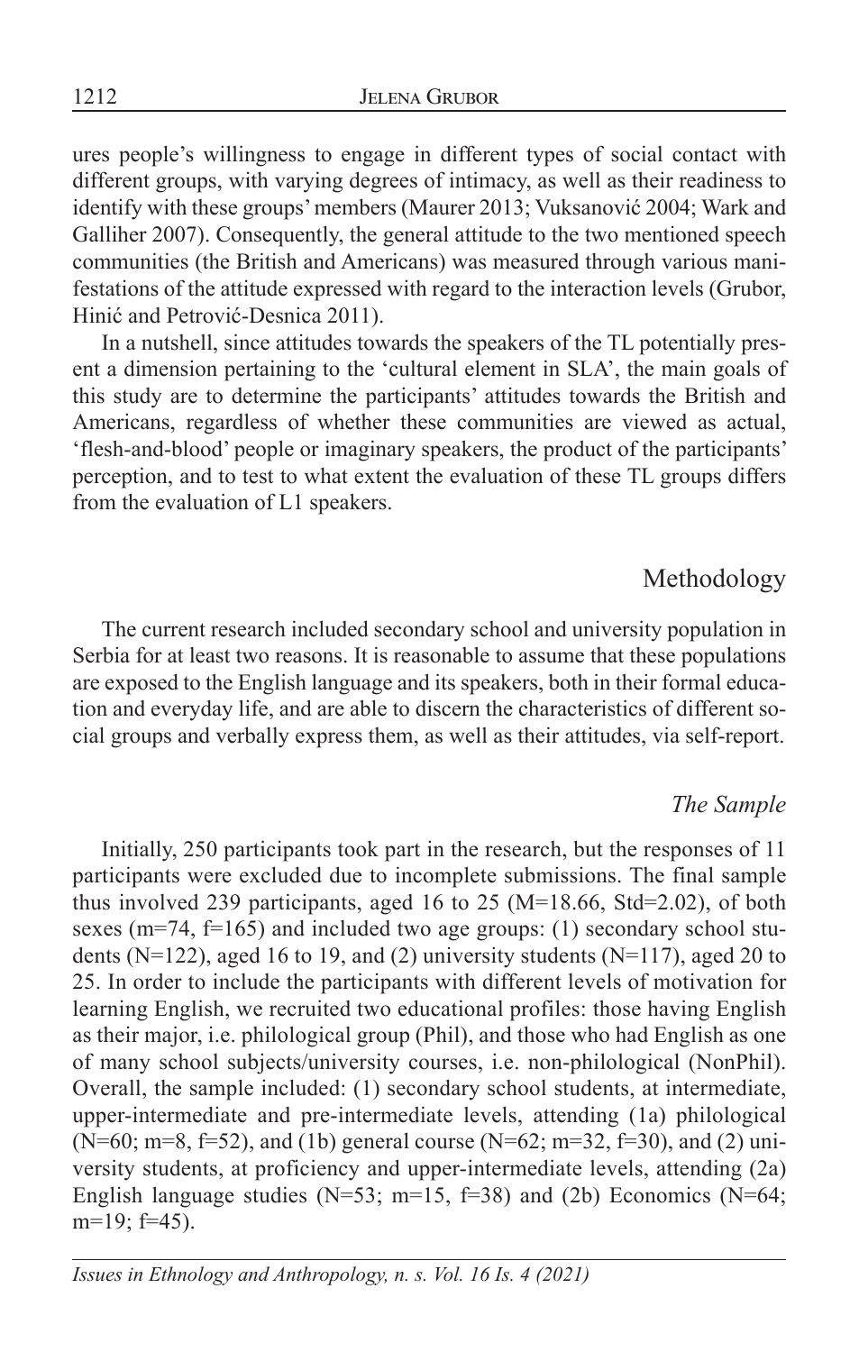ures people's willingness to engage in different types of social contact with different groups, with varying degrees of intimacy, as well as their readiness to identify with these groups' members (Maurer 2013; Vuksanović 2004; Wark and Galliher 2007). Consequently, the general attitude to the two mentioned speech communities (the British and Americans) was measured through various manifestations of the attitude expressed with regard to the interaction levels (Grubor, Hinić and Petrović-Desnica 2011).

In a nutshell, since attitudes towards the speakers of the TL potentially present a dimension pertaining to the 'cultural element in SLA', the main goals of this study are to determine the participants' attitudes towards the British and Americans, regardless of whether these communities are viewed as actual, 'flesh-and-blood' people or imaginary speakers, the product of the participants' perception, and to test to what extent the evaluation of these TL groups differs from the evaluation of L1 speakers.

## Methodology

The current research included secondary school and university population in Serbia for at least two reasons. It is reasonable to assume that these populations are exposed to the English language and its speakers, both in their formal education and everyday life, and are able to discern the characteristics of different social groups and verbally express them, as well as their attitudes, via self-report.

### *The Sample*

Initially, 250 participants took part in the research, but the responses of 11 participants were excluded due to incomplete submissions. The final sample thus involved 239 participants, aged 16 to 25 (M=18.66, Std=2.02), of both sexes (m=74, f=165) and included two age groups: (1) secondary school students (N=122), aged 16 to 19, and (2) university students (N=117), aged 20 to 25. In order to include the participants with different levels of motivation for learning English, we recruited two educational profiles: those having English as their major, i.e. philological group (Phil), and those who had English as one of many school subjects/university courses, i.e. non-philological (NonPhil). Overall, the sample included: (1) secondary school students, at intermediate, upper-intermediate and pre-intermediate levels, attending (1a) philological (N=60; m=8, f=52), and (1b) general course (N=62; m=32, f=30), and (2) university students, at proficiency and upper-intermediate levels, attending (2a) English language studies (N=53; m=15, f=38) and (2b) Economics (N=64; m=19; f=45).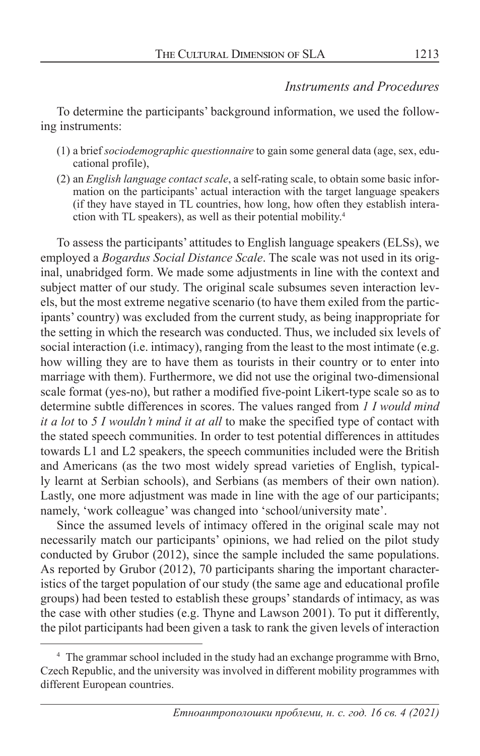### *Instruments and Procedures*

To determine the participants' background information, we used the following instruments:

(1) a brief *sociodemographic questionnaire* to gain some general data (age, sex, educational profile),

(2) an *English language contact scale*, a self-rating scale, to obtain some basic information on the participants' actual interaction with the target language speakers (if they have stayed in TL countries, how long, how often they establish interaction with TL speakers), as well as their potential mobility.[4]

To assess the participants' attitudes to English language speakers (ELSs), we employed a *Bogardus Social Distance Scale*. The scale was not used in its original, unabridged form. We made some adjustments in line with the context and subject matter of our study. The original scale subsumes seven interaction levels, but the most extreme negative scenario (to have them exiled from the participants' country) was excluded from the current study, as being inappropriate for the setting in which the research was conducted. Thus, we included six levels of social interaction (i.e. intimacy), ranging from the least to the most intimate (e.g. how willing they are to have them as tourists in their country or to enter into marriage with them). Furthermore, we did not use the original two-dimensional scale format (yes-no), but rather a modified five-point Likert-type scale so as to determine subtle differences in scores. The values ranged from *1 I would mind it a lot* to *5 I wouldn't mind it at all* to make the specified type of contact with the stated speech communities. In order to test potential differences in attitudes towards L1 and L2 speakers, the speech communities included were the British and Americans (as the two most widely spread varieties of English, typically learnt at Serbian schools), and Serbians (as members of their own nation). Lastly, one more adjustment was made in line with the age of our participants; namely, 'work colleague' was changed into 'school/university mate'.

Since the assumed levels of intimacy offered in the original scale may not necessarily match our participants' opinions, we had relied on the pilot study conducted by Grubor (2012), since the sample included the same populations. As reported by Grubor (2012), 70 participants sharing the important characteristics of the target population of our study (the same age and educational profile groups) had been tested to establish these groups' standards of intimacy, as was the case with other studies (e.g. Thyne and Lawson 2001). To put it differently, the pilot participants had been given a task to rank the given levels of interaction

[4] The grammar school included in the study had an exchange programme with Brno, Czech Republic, and the university was involved in different mobility programmes with different European countries.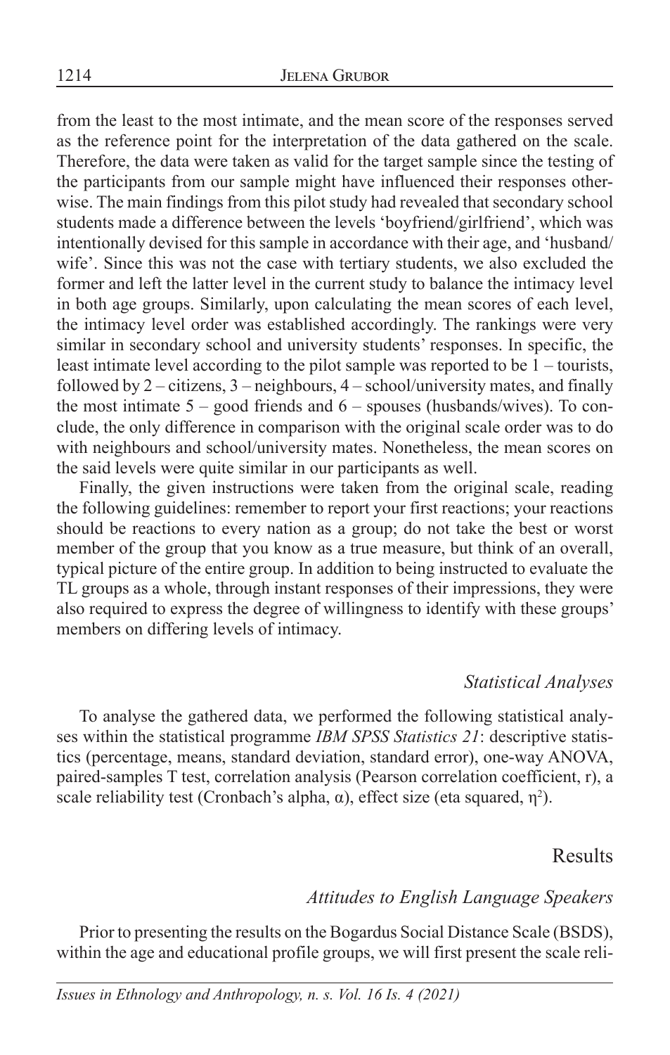from the least to the most intimate, and the mean score of the responses served as the reference point for the interpretation of the data gathered on the scale. Therefore, the data were taken as valid for the target sample since the testing of the participants from our sample might have influenced their responses otherwise. The main findings from this pilot study had revealed that secondary school students made a difference between the levels 'boyfriend/girlfriend', which was intentionally devised for this sample in accordance with their age, and 'husband/wife'. Since this was not the case with tertiary students, we also excluded the former and left the latter level in the current study to balance the intimacy level in both age groups. Similarly, upon calculating the mean scores of each level, the intimacy level order was established accordingly. The rankings were very similar in secondary school and university students' responses. In specific, the least intimate level according to the pilot sample was reported to be 1 – tourists, followed by 2 – citizens, 3 – neighbours, 4 – school/university mates, and finally the most intimate 5 – good friends and 6 – spouses (husbands/wives). To conclude, the only difference in comparison with the original scale order was to do with neighbours and school/university mates. Nonetheless, the mean scores on the said levels were quite similar in our participants as well.

Finally, the given instructions were taken from the original scale, reading the following guidelines: remember to report your first reactions; your reactions should be reactions to every nation as a group; do not take the best or worst member of the group that you know as a true measure, but think of an overall, typical picture of the entire group. In addition to being instructed to evaluate the TL groups as a whole, through instant responses of their impressions, they were also required to express the degree of willingness to identify with these groups' members on differing levels of intimacy.

### *Statistical Analyses*

To analyse the gathered data, we performed the following statistical analyses within the statistical programme *IBM SPSS Statistics 21*: descriptive statistics (percentage, means, standard deviation, standard error), one-way ANOVA, paired-samples T test, correlation analysis (Pearson correlation coefficient, r), a scale reliability test (Cronbach's alpha, α), effect size (eta squared, $\eta^2$).

## Results

### *Attitudes to English Language Speakers*

Prior to presenting the results on the Bogardus Social Distance Scale (BSDS), within the age and educational profile groups, we will first present the scale reli-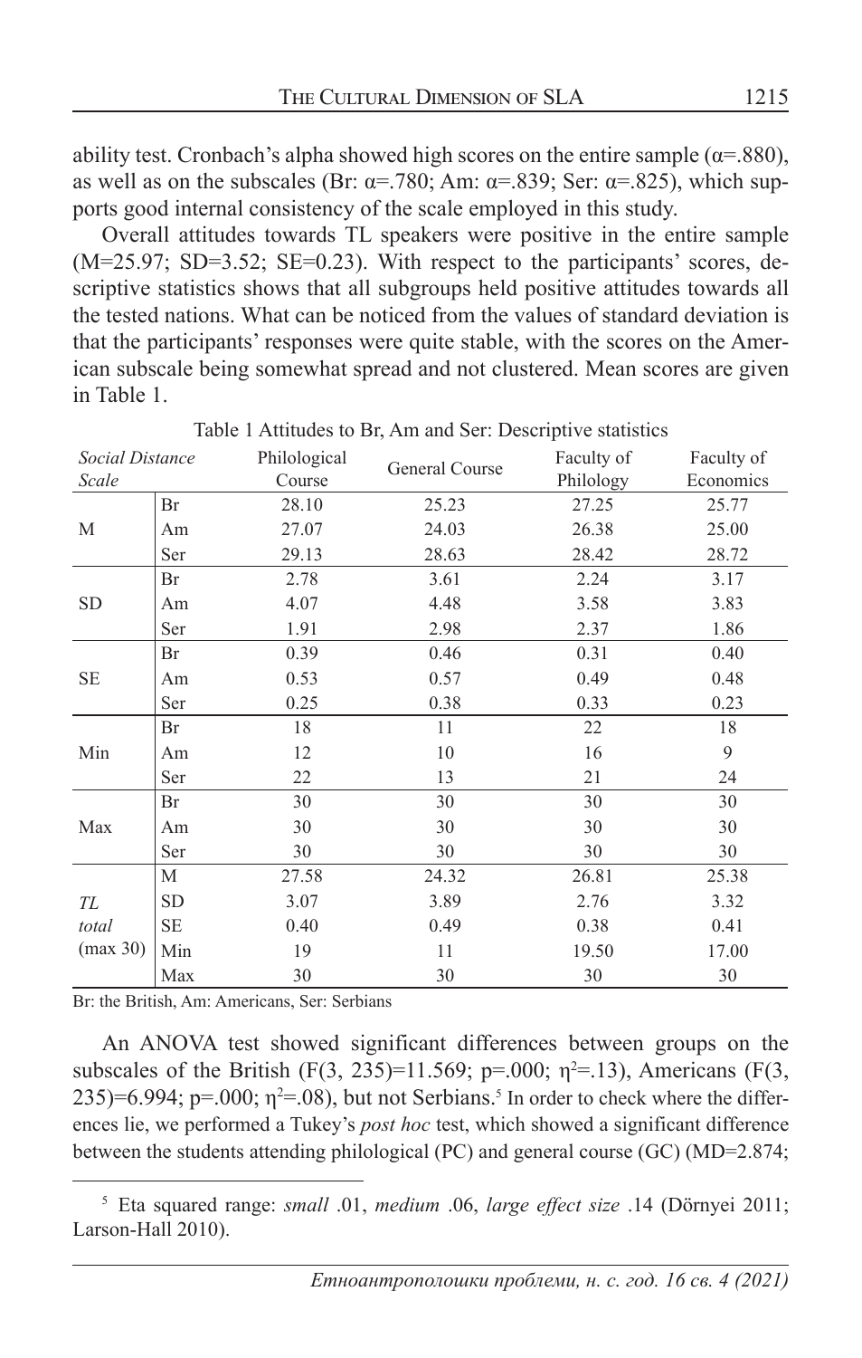ability test. Cronbach's alpha showed high scores on the entire sample ($\alpha$=.880), as well as on the subscales (Br: $\alpha$=.780; Am: $\alpha$=.839; Ser: $\alpha$=.825), which supports good internal consistency of the scale employed in this study.

Overall attitudes towards TL speakers were positive in the entire sample (M=25.97; SD=3.52; SE=0.23). With respect to the participants' scores, descriptive statistics shows that all subgroups held positive attitudes towards all the tested nations. What can be noticed from the values of standard deviation is that the participants' responses were quite stable, with the scores on the American subscale being somewhat spread and not clustered. Mean scores are given in Table 1.

Table 1 Attitudes to Br, Am and Ser: Descriptive statistics

| *Social Distance Scale* | | Philological Course | General Course | Faculty of Philology | Faculty of Economics |
|---|---|---|---|---|---|
| M | Br | 28.10 | 25.23 | 27.25 | 25.77 |
| | Am | 27.07 | 24.03 | 26.38 | 25.00 |
| | Ser | 29.13 | 28.63 | 28.42 | 28.72 |
| SD | Br | 2.78 | 3.61 | 2.24 | 3.17 |
| | Am | 4.07 | 4.48 | 3.58 | 3.83 |
| | Ser | 1.91 | 2.98 | 2.37 | 1.86 |
| SE | Br | 0.39 | 0.46 | 0.31 | 0.40 |
| | Am | 0.53 | 0.57 | 0.49 | 0.48 |
| | Ser | 0.25 | 0.38 | 0.33 | 0.23 |
| Min | Br | 18 | 11 | 22 | 18 |
| | Am | 12 | 10 | 16 | 9 |
| | Ser | 22 | 13 | 21 | 24 |
| Max | Br | 30 | 30 | 30 | 30 |
| | Am | 30 | 30 | 30 | 30 |
| | Ser | 30 | 30 | 30 | 30 |
| *TL total* (max 30) | M | 27.58 | 24.32 | 26.81 | 25.38 |
| | SD | 3.07 | 3.89 | 2.76 | 3.32 |
| | SE | 0.40 | 0.49 | 0.38 | 0.41 |
| | Min | 19 | 11 | 19.50 | 17.00 |
| | Max | 30 | 30 | 30 | 30 |

Br: the British, Am: Americans, Ser: Serbians

An ANOVA test showed significant differences between groups on the subscales of the British ($F(3, 235)=11.569$; $p=.000$; $\eta^2=.13$), Americans ($F(3, 235)=6.994$; $p=.000$; $\eta^2=.08$), but not Serbians.[5] In order to check where the differences lie, we performed a Tukey's *post hoc* test, which showed a significant difference between the students attending philological (PC) and general course (GC) (MD=2.874;

[5] Eta squared range: *small* .01, *medium* .06, *large effect size* .14 (Dörnyei 2011; Larson-Hall 2010).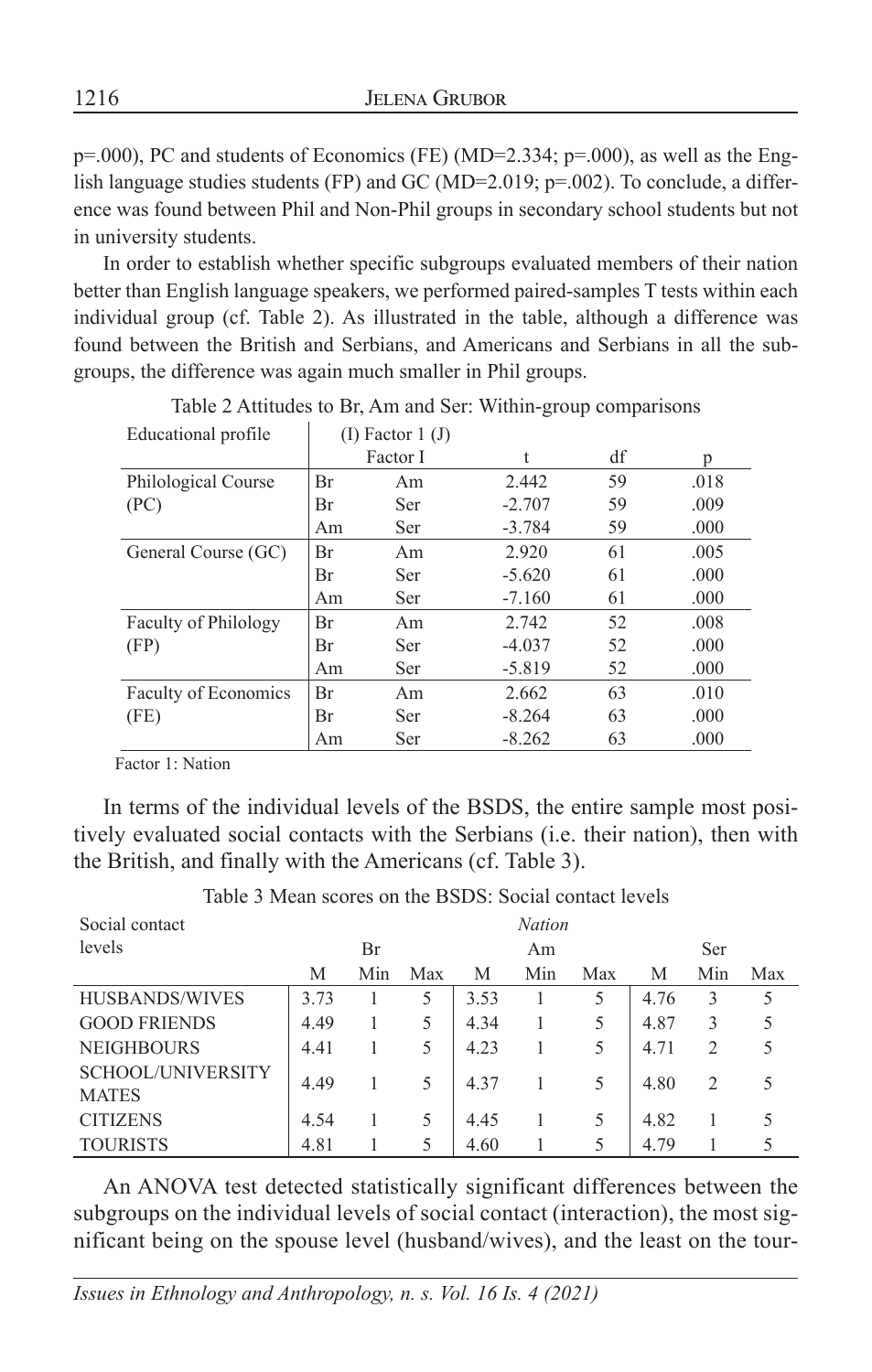p=.000), PC and students of Economics (FE) (MD=2.334; p=.000), as well as the English language studies students (FP) and GC (MD=2.019; p=.002). To conclude, a difference was found between Phil and Non-Phil groups in secondary school students but not in university students.

In order to establish whether specific subgroups evaluated members of their nation better than English language speakers, we performed paired-samples T tests within each individual group (cf. Table 2). As illustrated in the table, although a difference was found between the British and Serbians, and Americans and Serbians in all the subgroups, the difference was again much smaller in Phil groups.

Table 2 Attitudes to Br, Am and Ser: Within-group comparisons

| Educational profile | (I) Factor 1 | (J) Factor I | t | df | p |
|---|---|---|---|---|---|
| Philological Course (PC) | Br | Am | 2.442 | 59 | .018 |
| | Br | Ser | -2.707 | 59 | .009 |
| | Am | Ser | -3.784 | 59 | .000 |
| General Course (GC) | Br | Am | 2.920 | 61 | .005 |
| | Br | Ser | -5.620 | 61 | .000 |
| | Am | Ser | -7.160 | 61 | .000 |
| Faculty of Philology (FP) | Br | Am | 2.742 | 52 | .008 |
| | Br | Ser | -4.037 | 52 | .000 |
| | Am | Ser | -5.819 | 52 | .000 |
| Faculty of Economics (FE) | Br | Am | 2.662 | 63 | .010 |
| | Br | Ser | -8.264 | 63 | .000 |
| | Am | Ser | -8.262 | 63 | .000 |

Factor 1: Nation

In terms of the individual levels of the BSDS, the entire sample most positively evaluated social contacts with the Serbians (i.e. their nation), then with the British, and finally with the Americans (cf. Table 3).

Table 3 Mean scores on the BSDS: Social contact levels

| Social contact levels | *Nation* | | | | | | | | |
|---|---|---|---|---|---|---|---|---|---|
| | Br | | | Am | | | Ser | | |
| | M | Min | Max | M | Min | Max | M | Min | Max |
| HUSBANDS/WIVES | 3.73 | 1 | 5 | 3.53 | 1 | 5 | 4.76 | 3 | 5 |
| GOOD FRIENDS | 4.49 | 1 | 5 | 4.34 | 1 | 5 | 4.87 | 3 | 5 |
| NEIGHBOURS | 4.41 | 1 | 5 | 4.23 | 1 | 5 | 4.71 | 2 | 5 |
| SCHOOL/UNIVERSITY MATES | 4.49 | 1 | 5 | 4.37 | 1 | 5 | 4.80 | 2 | 5 |
| CITIZENS | 4.54 | 1 | 5 | 4.45 | 1 | 5 | 4.82 | 1 | 5 |
| TOURISTS | 4.81 | 1 | 5 | 4.60 | 1 | 5 | 4.79 | 1 | 5 |

An ANOVA test detected statistically significant differences between the subgroups on the individual levels of social contact (interaction), the most significant being on the spouse level (husband/wives), and the least on the tour-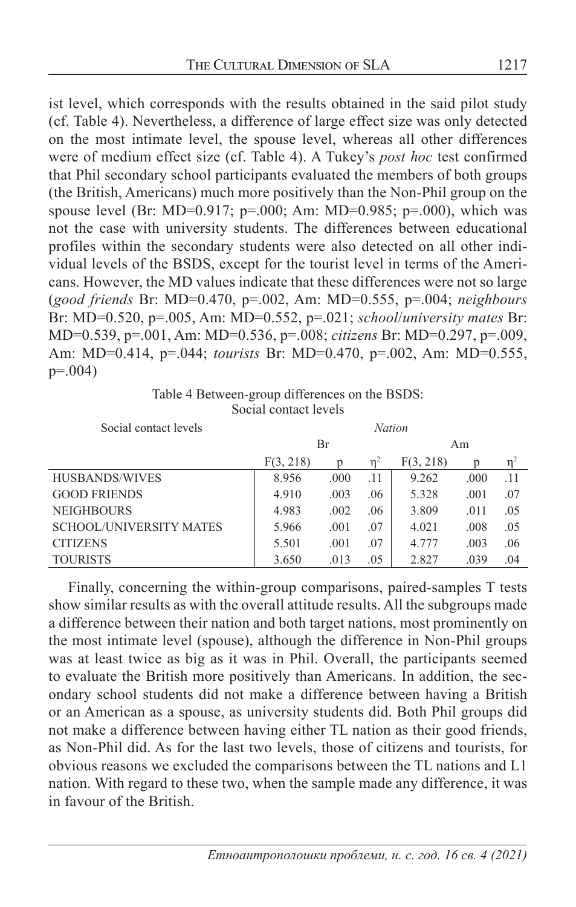ist level, which corresponds with the results obtained in the said pilot study (cf. Table 4). Nevertheless, a difference of large effect size was only detected on the most intimate level, the spouse level, whereas all other differences were of medium effect size (cf. Table 4). A Tukey's *post hoc* test confirmed that Phil secondary school participants evaluated the members of both groups (the British, Americans) much more positively than the Non-Phil group on the spouse level (Br: MD=0.917; p=.000; Am: MD=0.985; p=.000), which was not the case with university students. The differences between educational profiles within the secondary students were also detected on all other individual levels of the BSDS, except for the tourist level in terms of the Americans. However, the MD values indicate that these differences were not so large (*good friends* Br: MD=0.470, p=.002, Am: MD=0.555, p=.004; *neighbours* Br: MD=0.520, p=.005, Am: MD=0.552, p=.021; *school/university mates* Br: MD=0.539, p=.001, Am: MD=0.536, p=.008; *citizens* Br: MD=0.297, p=.009, Am: MD=0.414, p=.044; *tourists* Br: MD=0.470, p=.002, Am: MD=0.555, p=.004)

Table 4 Between-group differences on the BSDS: Social contact levels

| Social contact levels | *Nation* | | | | | |
|---|---|---|---|---|---|---|
| | Br | | | Am | | |
| | $F(3, 218)$ | p | $\eta^2$ | $F(3, 218)$ | p | $\eta^2$ |
| HUSBANDS/WIVES | 8.956 | .000 | .11 | 9.262 | .000 | .11 |
| GOOD FRIENDS | 4.910 | .003 | .06 | 5.328 | .001 | .07 |
| NEIGHBOURS | 4.983 | .002 | .06 | 3.809 | .011 | .05 |
| SCHOOL/UNIVERSITY MATES | 5.966 | .001 | .07 | 4.021 | .008 | .05 |
| CITIZENS | 5.501 | .001 | .07 | 4.777 | .003 | .06 |
| TOURISTS | 3.650 | .013 | .05 | 2.827 | .039 | .04 |

Finally, concerning the within-group comparisons, paired-samples T tests show similar results as with the overall attitude results. All the subgroups made a difference between their nation and both target nations, most prominently on the most intimate level (spouse), although the difference in Non-Phil groups was at least twice as big as it was in Phil. Overall, the participants seemed to evaluate the British more positively than Americans. In addition, the secondary school students did not make a difference between having a British or an American as a spouse, as university students did. Both Phil groups did not make a difference between having either TL nation as their good friends, as Non-Phil did. As for the last two levels, those of citizens and tourists, for obvious reasons we excluded the comparisons between the TL nations and L1 nation. With regard to these two, when the sample made any difference, it was in favour of the British.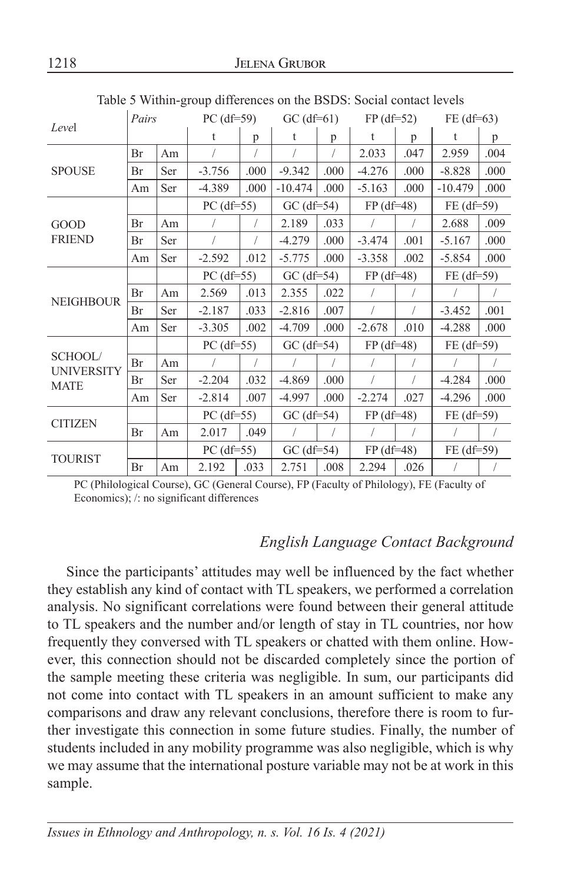Table 5 Within-group differences on the BSDS: Social contact levels

| Level | Pairs | | PC (df=59) | | GC (df=61) | | FP (df=52) | | FE (df=63) | |
|---|---|---|---|---|---|---|---|---|---|---|
| | | | t | p | t | p | t | p | t | p |
| SPOUSE | Br | Am | / | / | / | / | 2.033 | .047 | 2.959 | .004 |
| | Br | Ser | -3.756 | .000 | -9.342 | .000 | -4.276 | .000 | -8.828 | .000 |
| | Am | Ser | -4.389 | .000 | -10.474 | .000 | -5.163 | .000 | -10.479 | .000 |
| GOOD FRIEND | | | PC (df=55) | | GC (df=54) | | FP (df=48) | | FE (df=59) | |
| | Br | Am | / | / | 2.189 | .033 | / | / | 2.688 | .009 |
| | Br | Ser | / | / | -4.279 | .000 | -3.474 | .001 | -5.167 | .000 |
| | Am | Ser | -2.592 | .012 | -5.775 | .000 | -3.358 | .002 | -5.854 | .000 |
| NEIGHBOUR | | | PC (df=55) | | GC (df=54) | | FP (df=48) | | FE (df=59) | |
| | Br | Am | 2.569 | .013 | 2.355 | .022 | / | / | / | / |
| | Br | Ser | -2.187 | .033 | -2.816 | .007 | / | / | -3.452 | .001 |
| | Am | Ser | -3.305 | .002 | -4.709 | .000 | -2.678 | .010 | -4.288 | .000 |
| SCHOOL/ UNIVERSITY MATE | | | PC (df=55) | | GC (df=54) | | FP (df=48) | | FE (df=59) | |
| | Br | Am | / | / | / | / | / | / | / | / |
| | Br | Ser | -2.204 | .032 | -4.869 | .000 | / | / | -4.284 | .000 |
| | Am | Ser | -2.814 | .007 | -4.997 | .000 | -2.274 | .027 | -4.296 | .000 |
| CITIZEN | | | PC (df=55) | | GC (df=54) | | FP (df=48) | | FE (df=59) | |
| | Br | Am | 2.017 | .049 | / | / | / | / | / | / |
| TOURIST | | | PC (df=55) | | GC (df=54) | | FP (df=48) | | FE (df=59) | |
| | Br | Am | 2.192 | .033 | 2.751 | .008 | 2.294 | .026 | / | / |

PC (Philological Course), GC (General Course), FP (Faculty of Philology), FE (Faculty of Economics); /: no significant differences

### *English Language Contact Background*

Since the participants' attitudes may well be influenced by the fact whether they establish any kind of contact with TL speakers, we performed a correlation analysis. No significant correlations were found between their general attitude to TL speakers and the number and/or length of stay in TL countries, nor how frequently they conversed with TL speakers or chatted with them online. However, this connection should not be discarded completely since the portion of the sample meeting these criteria was negligible. In sum, our participants did not come into contact with TL speakers in an amount sufficient to make any comparisons and draw any relevant conclusions, therefore there is room to further investigate this connection in some future studies. Finally, the number of students included in any mobility programme was also negligible, which is why we may assume that the international posture variable may not be at work in this sample.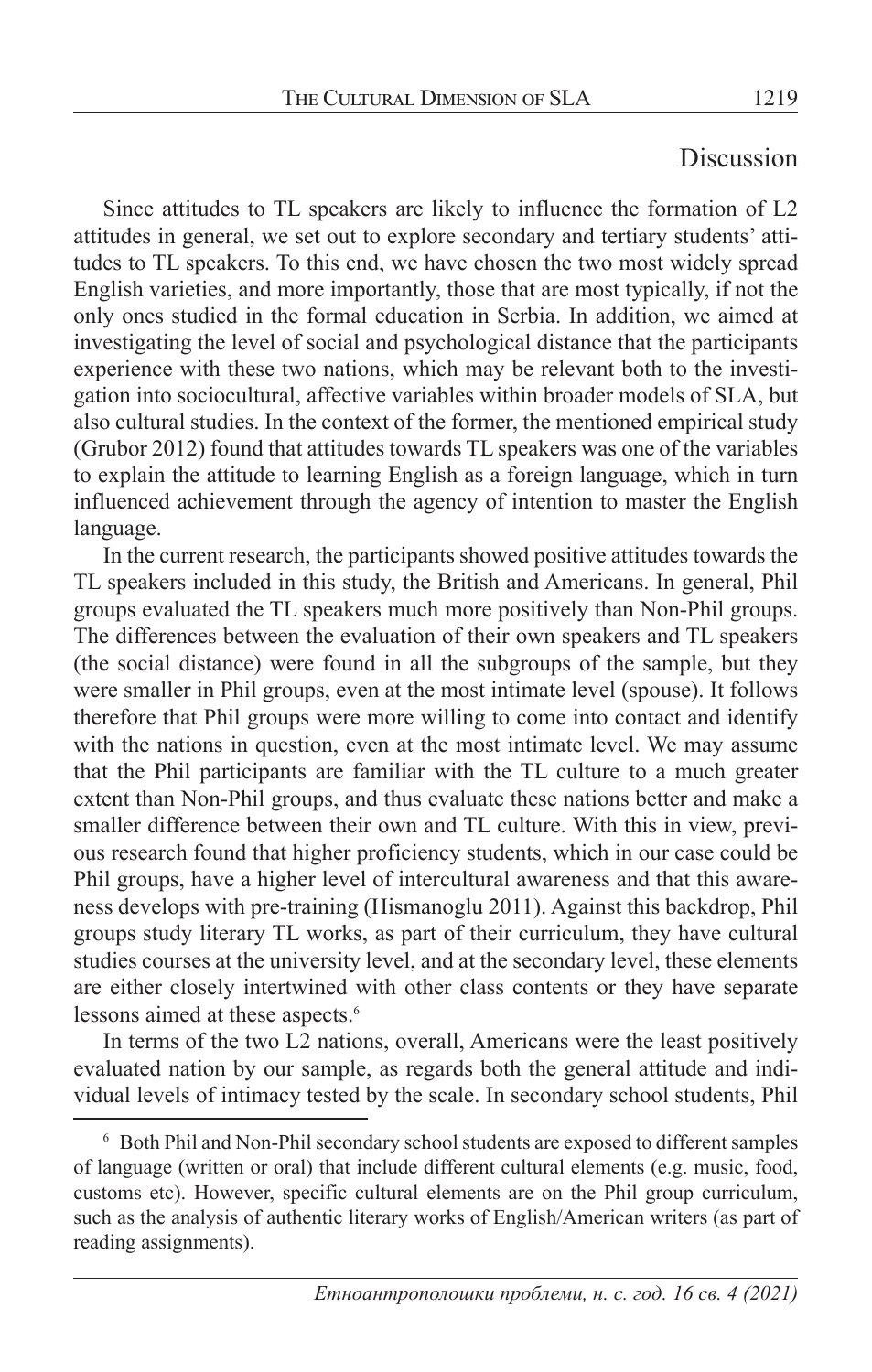## Discussion

Since attitudes to TL speakers are likely to influence the formation of L2 attitudes in general, we set out to explore secondary and tertiary students' attitudes to TL speakers. To this end, we have chosen the two most widely spread English varieties, and more importantly, those that are most typically, if not the only ones studied in the formal education in Serbia. In addition, we aimed at investigating the level of social and psychological distance that the participants experience with these two nations, which may be relevant both to the investigation into sociocultural, affective variables within broader models of SLA, but also cultural studies. In the context of the former, the mentioned empirical study (Grubor 2012) found that attitudes towards TL speakers was one of the variables to explain the attitude to learning English as a foreign language, which in turn influenced achievement through the agency of intention to master the English language.

In the current research, the participants showed positive attitudes towards the TL speakers included in this study, the British and Americans. In general, Phil groups evaluated the TL speakers much more positively than Non-Phil groups. The differences between the evaluation of their own speakers and TL speakers (the social distance) were found in all the subgroups of the sample, but they were smaller in Phil groups, even at the most intimate level (spouse). It follows therefore that Phil groups were more willing to come into contact and identify with the nations in question, even at the most intimate level. We may assume that the Phil participants are familiar with the TL culture to a much greater extent than Non-Phil groups, and thus evaluate these nations better and make a smaller difference between their own and TL culture. With this in view, previous research found that higher proficiency students, which in our case could be Phil groups, have a higher level of intercultural awareness and that this awareness develops with pre-training (Hismanoglu 2011). Against this backdrop, Phil groups study literary TL works, as part of their curriculum, they have cultural studies courses at the university level, and at the secondary level, these elements are either closely intertwined with other class contents or they have separate lessons aimed at these aspects.[6]

In terms of the two L2 nations, overall, Americans were the least positively evaluated nation by our sample, as regards both the general attitude and individual levels of intimacy tested by the scale. In secondary school students, Phil

[6] Both Phil and Non-Phil secondary school students are exposed to different samples of language (written or oral) that include different cultural elements (e.g. music, food, customs etc). However, specific cultural elements are on the Phil group curriculum, such as the analysis of authentic literary works of English/American writers (as part of reading assignments).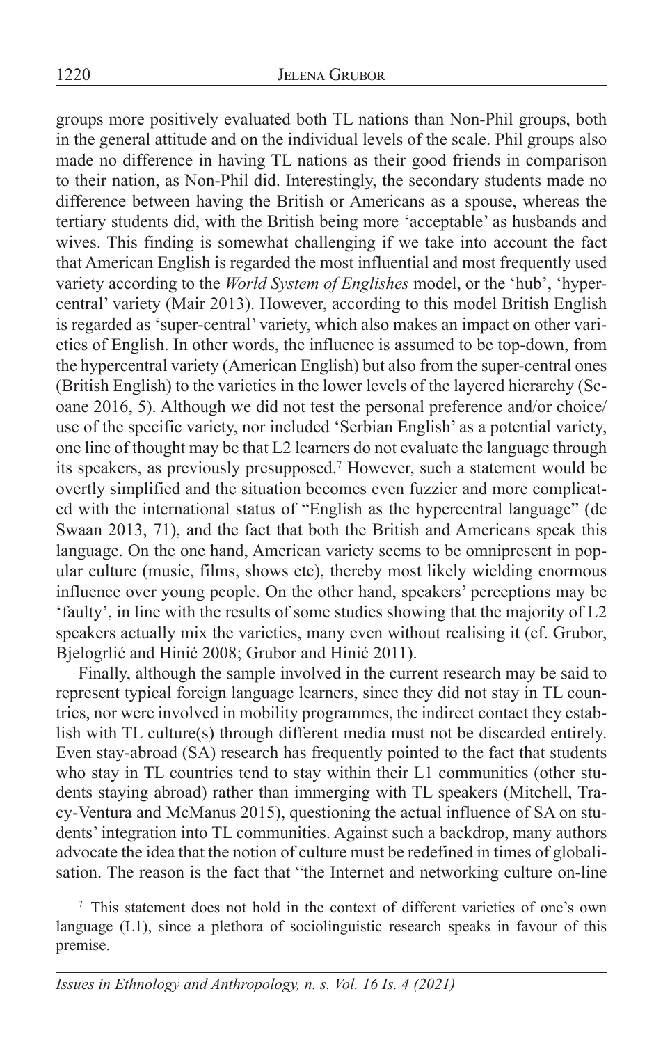groups more positively evaluated both TL nations than Non-Phil groups, both in the general attitude and on the individual levels of the scale. Phil groups also made no difference in having TL nations as their good friends in comparison to their nation, as Non-Phil did. Interestingly, the secondary students made no difference between having the British or Americans as a spouse, whereas the tertiary students did, with the British being more 'acceptable' as husbands and wives. This finding is somewhat challenging if we take into account the fact that American English is regarded the most influential and most frequently used variety according to the *World System of Englishes* model, or the 'hub', 'hypercentral' variety (Mair 2013). However, according to this model British English is regarded as 'super-central' variety, which also makes an impact on other varieties of English. In other words, the influence is assumed to be top-down, from the hypercentral variety (American English) but also from the super-central ones (British English) to the varieties in the lower levels of the layered hierarchy (Seoane 2016, 5). Although we did not test the personal preference and/or choice/use of the specific variety, nor included 'Serbian English' as a potential variety, one line of thought may be that L2 learners do not evaluate the language through its speakers, as previously presupposed.[7] However, such a statement would be overtly simplified and the situation becomes even fuzzier and more complicated with the international status of "English as the hypercentral language" (de Swaan 2013, 71), and the fact that both the British and Americans speak this language. On the one hand, American variety seems to be omnipresent in popular culture (music, films, shows etc), thereby most likely wielding enormous influence over young people. On the other hand, speakers' perceptions may be 'faulty', in line with the results of some studies showing that the majority of L2 speakers actually mix the varieties, many even without realising it (cf. Grubor, Bjelogrlić and Hinić 2008; Grubor and Hinić 2011).

Finally, although the sample involved in the current research may be said to represent typical foreign language learners, since they did not stay in TL countries, nor were involved in mobility programmes, the indirect contact they establish with TL culture(s) through different media must not be discarded entirely. Even stay-abroad (SA) research has frequently pointed to the fact that students who stay in TL countries tend to stay within their L1 communities (other students staying abroad) rather than immerging with TL speakers (Mitchell, Tracy-Ventura and McManus 2015), questioning the actual influence of SA on students' integration into TL communities. Against such a backdrop, many authors advocate the idea that the notion of culture must be redefined in times of globalisation. The reason is the fact that "the Internet and networking culture on-line

[7] This statement does not hold in the context of different varieties of one's own language (L1), since a plethora of sociolinguistic research speaks in favour of this premise.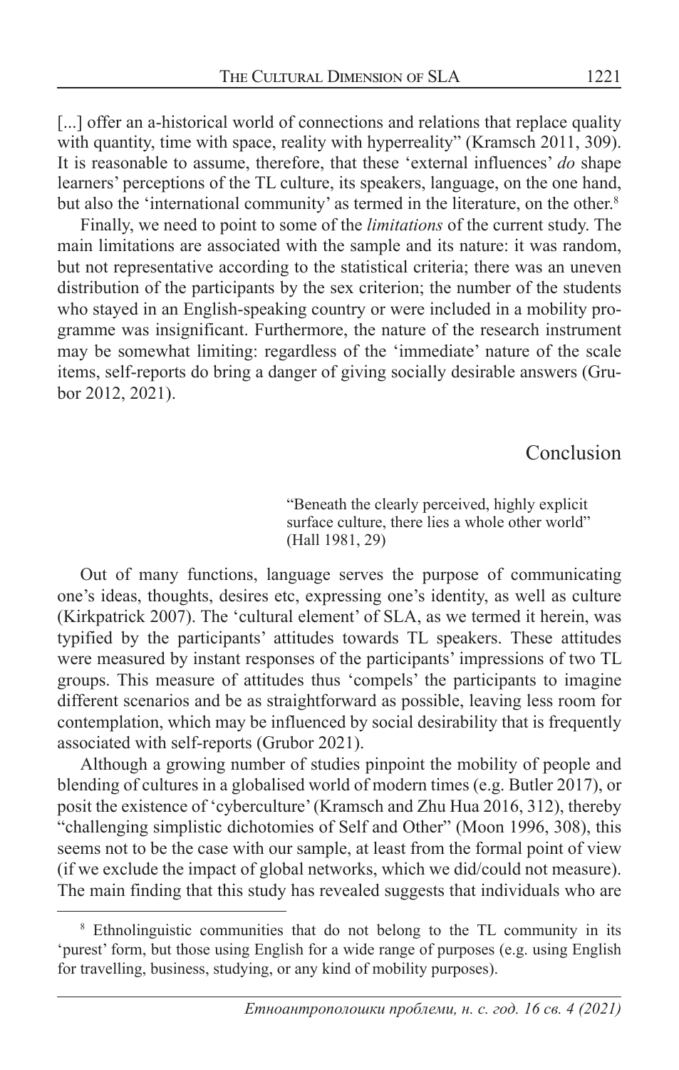[...] offer an a-historical world of connections and relations that replace quality with quantity, time with space, reality with hyperreality" (Kramsch 2011, 309). It is reasonable to assume, therefore, that these 'external influences' *do* shape learners' perceptions of the TL culture, its speakers, language, on the one hand, but also the 'international community' as termed in the literature, on the other.[8]

Finally, we need to point to some of the *limitations* of the current study. The main limitations are associated with the sample and its nature: it was random, but not representative according to the statistical criteria; there was an uneven distribution of the participants by the sex criterion; the number of the students who stayed in an English-speaking country or were included in a mobility programme was insignificant. Furthermore, the nature of the research instrument may be somewhat limiting: regardless of the 'immediate' nature of the scale items, self-reports do bring a danger of giving socially desirable answers (Grubor 2012, 2021).

## Conclusion

> "Beneath the clearly perceived, highly explicit surface culture, there lies a whole other world" (Hall 1981, 29)

Out of many functions, language serves the purpose of communicating one's ideas, thoughts, desires etc, expressing one's identity, as well as culture (Kirkpatrick 2007). The 'cultural element' of SLA, as we termed it herein, was typified by the participants' attitudes towards TL speakers. These attitudes were measured by instant responses of the participants' impressions of two TL groups. This measure of attitudes thus 'compels' the participants to imagine different scenarios and be as straightforward as possible, leaving less room for contemplation, which may be influenced by social desirability that is frequently associated with self-reports (Grubor 2021).

Although a growing number of studies pinpoint the mobility of people and blending of cultures in a globalised world of modern times (e.g. Butler 2017), or posit the existence of 'cyberculture' (Kramsch and Zhu Hua 2016, 312), thereby "challenging simplistic dichotomies of Self and Other" (Moon 1996, 308), this seems not to be the case with our sample, at least from the formal point of view (if we exclude the impact of global networks, which we did/could not measure). The main finding that this study has revealed suggests that individuals who are

[8] Ethnolinguistic communities that do not belong to the TL community in its 'purest' form, but those using English for a wide range of purposes (e.g. using English for travelling, business, studying, or any kind of mobility purposes).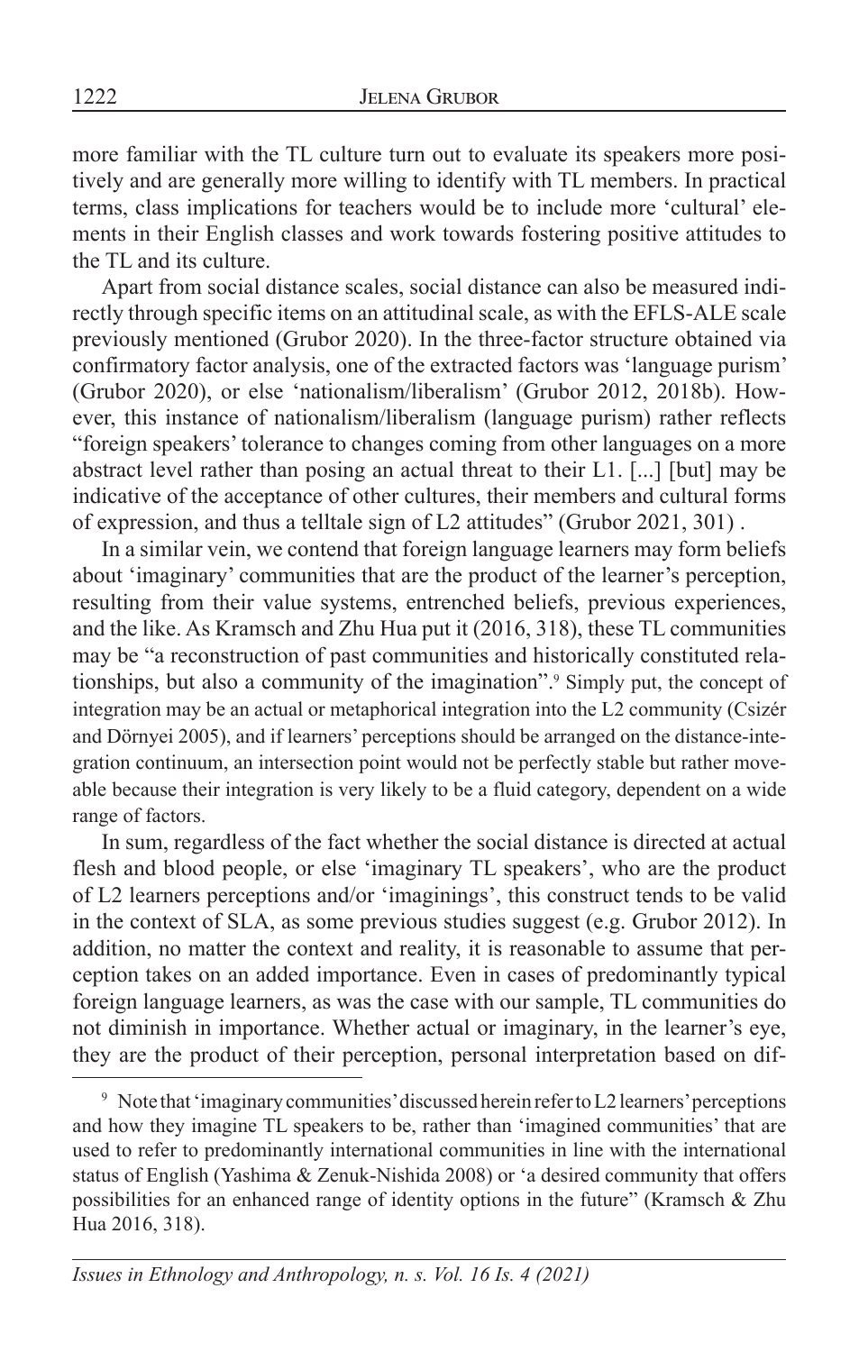more familiar with the TL culture turn out to evaluate its speakers more positively and are generally more willing to identify with TL members. In practical terms, class implications for teachers would be to include more 'cultural' elements in their English classes and work towards fostering positive attitudes to the TL and its culture.

Apart from social distance scales, social distance can also be measured indirectly through specific items on an attitudinal scale, as with the EFLS-ALE scale previously mentioned (Grubor 2020). In the three-factor structure obtained via confirmatory factor analysis, one of the extracted factors was 'language purism' (Grubor 2020), or else 'nationalism/liberalism' (Grubor 2012, 2018b). However, this instance of nationalism/liberalism (language purism) rather reflects "foreign speakers' tolerance to changes coming from other languages on a more abstract level rather than posing an actual threat to their L1. [...] [but] may be indicative of the acceptance of other cultures, their members and cultural forms of expression, and thus a telltale sign of L2 attitudes" (Grubor 2021, 301) .

In a similar vein, we contend that foreign language learners may form beliefs about 'imaginary' communities that are the product of the learner's perception, resulting from their value systems, entrenched beliefs, previous experiences, and the like. As Kramsch and Zhu Hua put it (2016, 318), these TL communities may be "a reconstruction of past communities and historically constituted relationships, but also a community of the imagination".[9] Simply put, the concept of integration may be an actual or metaphorical integration into the L2 community (Csizér and Dörnyei 2005), and if learners' perceptions should be arranged on the distance-integration continuum, an intersection point would not be perfectly stable but rather moveable because their integration is very likely to be a fluid category, dependent on a wide range of factors.

In sum, regardless of the fact whether the social distance is directed at actual flesh and blood people, or else 'imaginary TL speakers', who are the product of L2 learners perceptions and/or 'imaginings', this construct tends to be valid in the context of SLA, as some previous studies suggest (e.g. Grubor 2012). In addition, no matter the context and reality, it is reasonable to assume that perception takes on an added importance. Even in cases of predominantly typical foreign language learners, as was the case with our sample, TL communities do not diminish in importance. Whether actual or imaginary, in the learner's eye, they are the product of their perception, personal interpretation based on dif-

[9] Note that 'imaginary communities' discussed herein refer to L2 learners' perceptions and how they imagine TL speakers to be, rather than 'imagined communities' that are used to refer to predominantly international communities in line with the international status of English (Yashima & Zenuk-Nishida 2008) or 'a desired community that offers possibilities for an enhanced range of identity options in the future" (Kramsch & Zhu Hua 2016, 318).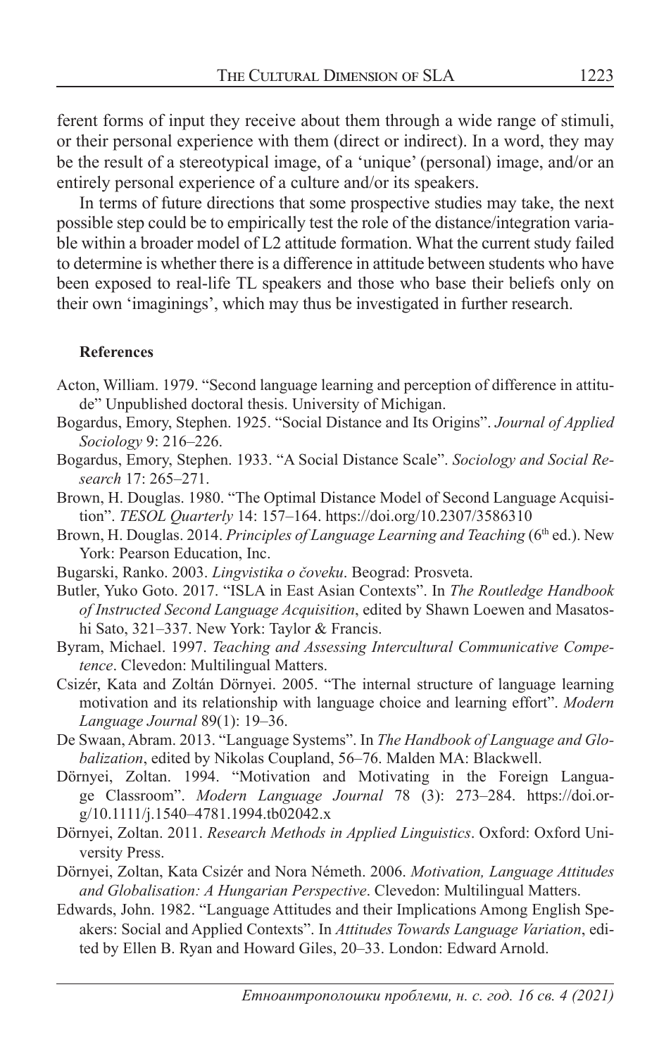ferent forms of input they receive about them through a wide range of stimuli, or their personal experience with them (direct or indirect). In a word, they may be the result of a stereotypical image, of a 'unique' (personal) image, and/or an entirely personal experience of a culture and/or its speakers.

In terms of future directions that some prospective studies may take, the next possible step could be to empirically test the role of the distance/integration variable within a broader model of L2 attitude formation. What the current study failed to determine is whether there is a difference in attitude between students who have been exposed to real-life TL speakers and those who base their beliefs only on their own 'imaginings', which may thus be investigated in further research.

**References**

Acton, William. 1979. "Second language learning and perception of difference in attitude" Unpublished doctoral thesis. University of Michigan.

Bogardus, Emory, Stephen. 1925. "Social Distance and Its Origins". *Journal of Applied Sociology* 9: 216–226.

Bogardus, Emory, Stephen. 1933. "A Social Distance Scale". *Sociology and Social Research* 17: 265–271.

Brown, H. Douglas. 1980. "The Optimal Distance Model of Second Language Acquisition". *TESOL Quarterly* 14: 157–164. https://doi.org/10.2307/3586310

Brown, H. Douglas. 2014. *Principles of Language Learning and Teaching* (6th ed.). New York: Pearson Education, Inc.

Bugarski, Ranko. 2003. *Lingvistika o čoveku*. Beograd: Prosveta.

Butler, Yuko Goto. 2017. "ISLA in East Asian Contexts". In *The Routledge Handbook of Instructed Second Language Acquisition*, edited by Shawn Loewen and Masatoshi Sato, 321–337. New York: Taylor & Francis.

Byram, Michael. 1997. *Teaching and Assessing Intercultural Communicative Competence*. Clevedon: Multilingual Matters.

Csizér, Kata and Zoltán Dörnyei. 2005. "The internal structure of language learning motivation and its relationship with language choice and learning effort". *Modern Language Journal* 89(1): 19–36.

De Swaan, Abram. 2013. "Language Systems". In *The Handbook of Language and Globalization*, edited by Nikolas Coupland, 56–76. Malden MA: Blackwell.

Dörnyei, Zoltan. 1994. "Motivation and Motivating in the Foreign Language Classroom". *Modern Language Journal* 78 (3): 273–284. https://doi.org/10.1111/j.1540–4781.1994.tb02042.x

Dörnyei, Zoltan. 2011. *Research Methods in Applied Linguistics*. Oxford: Oxford University Press.

Dörnyei, Zoltan, Kata Csizér and Nora Németh. 2006. *Motivation, Language Attitudes and Globalisation: A Hungarian Perspective*. Clevedon: Multilingual Matters.

Edwards, John. 1982. "Language Attitudes and their Implications Among English Speakers: Social and Applied Contexts". In *Attitudes Towards Language Variation*, edited by Ellen B. Ryan and Howard Giles, 20–33. London: Edward Arnold.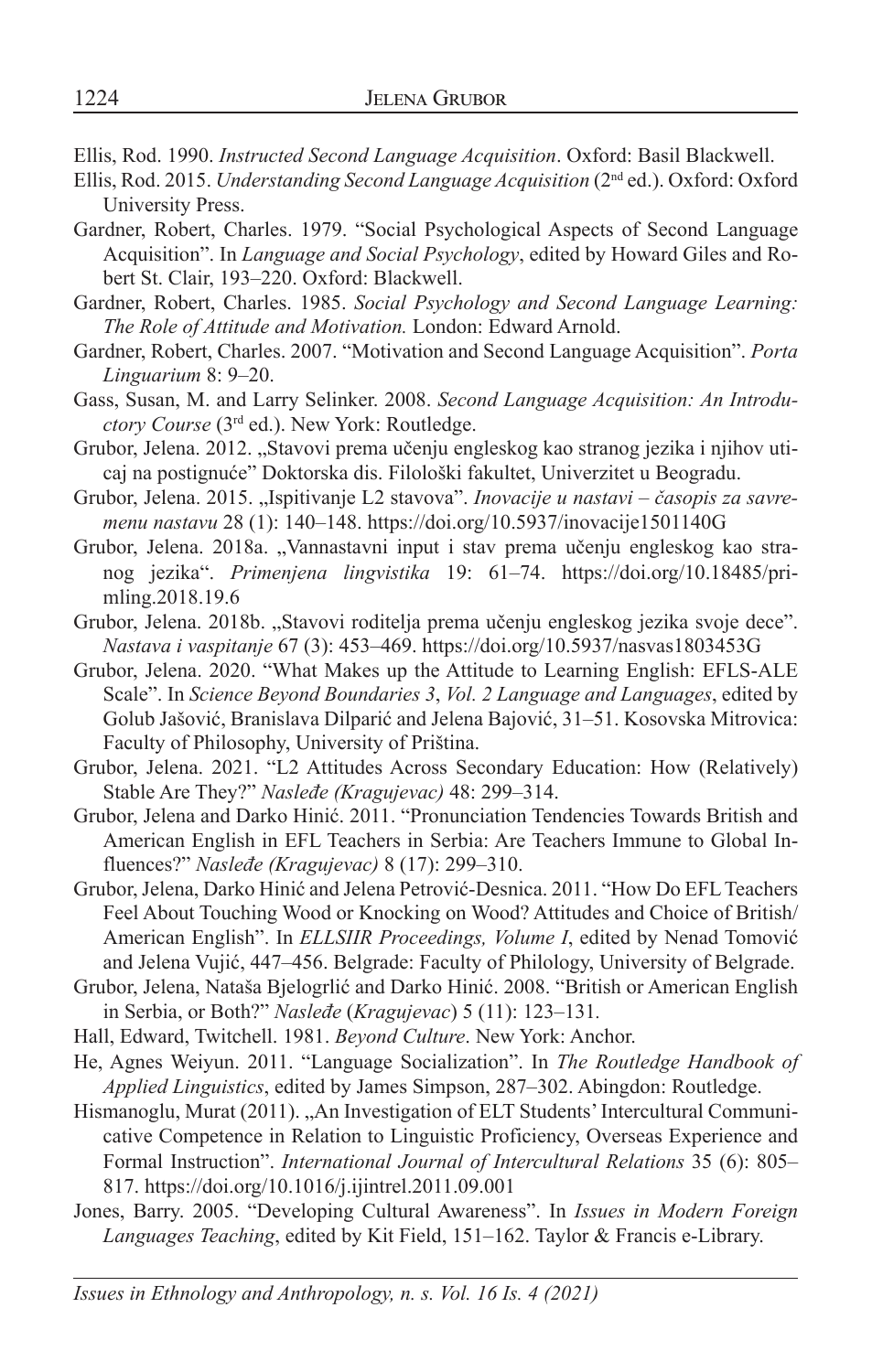Ellis, Rod. 1990. *Instructed Second Language Acquisition*. Oxford: Basil Blackwell.

Ellis, Rod. 2015. *Understanding Second Language Acquisition* (2nd ed.). Oxford: Oxford University Press.

Gardner, Robert, Charles. 1979. "Social Psychological Aspects of Second Language Acquisition". In *Language and Social Psychology*, edited by Howard Giles and Robert St. Clair, 193–220. Oxford: Blackwell.

Gardner, Robert, Charles. 1985. *Social Psychology and Second Language Learning: The Role of Attitude and Motivation.* London: Edward Arnold.

Gardner, Robert, Charles. 2007. "Motivation and Second Language Acquisition". *Porta Linguarium* 8: 9–20.

Gass, Susan, M. and Larry Selinker. 2008. *Second Language Acquisition: An Introductory Course* (3rd ed.). New York: Routledge.

Grubor, Jelena. 2012. „Stavovi prema učenju engleskog kao stranog jezika i njihov uticaj na postignuće" Doktorska dis. Filološki fakultet, Univerzitet u Beogradu.

Grubor, Jelena. 2015. „Ispitivanje L2 stavova". *Inovacije u nastavi – časopis za savremenu nastavu* 28 (1): 140–148. https://doi.org/10.5937/inovacije1501140G

Grubor, Jelena. 2018a. „Vannastavni input i stav prema učenju engleskog kao stranog jezika". *Primenjena lingvistika* 19: 61–74. https://doi.org/10.18485/primling.2018.19.6

Grubor, Jelena. 2018b. „Stavovi roditelja prema učenju engleskog jezika svoje dece". *Nastava i vaspitanje* 67 (3): 453–469. https://doi.org/10.5937/nasvas1803453G

Grubor, Jelena. 2020. "What Makes up the Attitude to Learning English: EFLS-ALE Scale". In *Science Beyond Boundaries 3*, *Vol. 2 Language and Languages*, edited by Golub Jašović, Branislava Dilparić and Jelena Bajović, 31–51. Kosovska Mitrovica: Faculty of Philosophy, University of Priština.

Grubor, Jelena. 2021. "L2 Attitudes Across Secondary Education: How (Relatively) Stable Are They?" *Nasleđe (Kragujevac)* 48: 299–314.

Grubor, Jelena and Darko Hinić. 2011. "Pronunciation Tendencies Towards British and American English in EFL Teachers in Serbia: Are Teachers Immune to Global Influences?" *Nasleđe (Kragujevac)* 8 (17): 299–310.

Grubor, Jelena, Darko Hinić and Jelena Petrović-Desnica. 2011. "How Do EFL Teachers Feel About Touching Wood or Knocking on Wood? Attitudes and Choice of British/American English". In *ELLSIIR Proceedings, Volume I*, edited by Nenad Tomović and Jelena Vujić, 447–456. Belgrade: Faculty of Philology, University of Belgrade.

Grubor, Jelena, Nataša Bjelogrlić and Darko Hinić. 2008. "British or American English in Serbia, or Both?" *Nasleđe* (*Kragujevac*) 5 (11): 123–131.

Hall, Edward, Twitchell. 1981. *Beyond Culture*. New York: Anchor.

He, Agnes Weiyun. 2011. "Language Socialization". In *The Routledge Handbook of Applied Linguistics*, edited by James Simpson, 287–302. Abingdon: Routledge.

Hismanoglu, Murat (2011). „An Investigation of ELT Students' Intercultural Communicative Competence in Relation to Linguistic Proficiency, Overseas Experience and Formal Instruction". *International Journal of Intercultural Relations* 35 (6): 805–817. https://doi.org/10.1016/j.ijintrel.2011.09.001

Jones, Barry. 2005. "Developing Cultural Awareness". In *Issues in Modern Foreign Languages Teaching*, edited by Kit Field, 151–162. Taylor & Francis e-Library.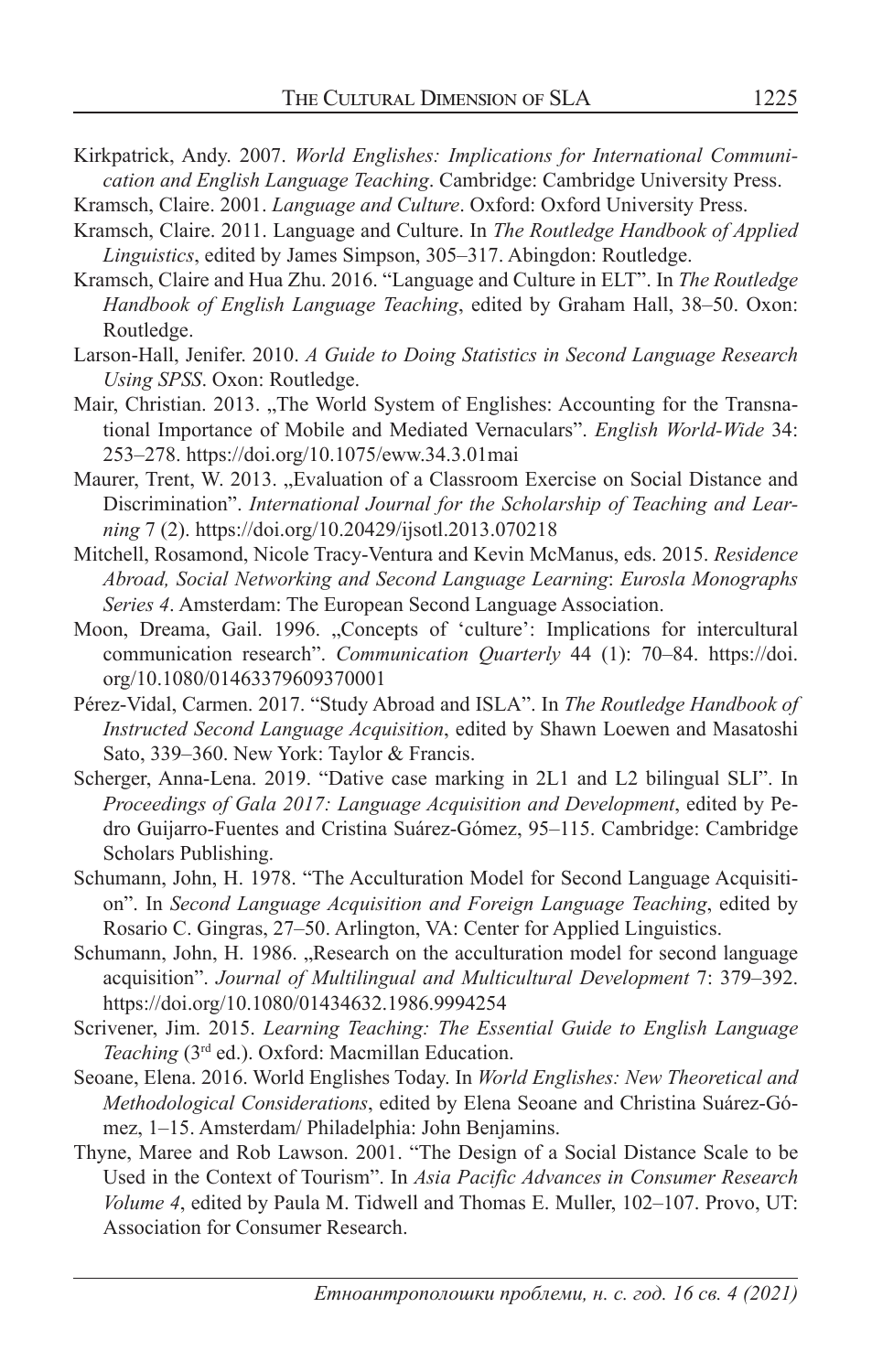Kirkpatrick, Andy. 2007. *World Englishes: Implications for International Communication and English Language Teaching*. Cambridge: Cambridge University Press.

Kramsch, Claire. 2001. *Language and Culture*. Oxford: Oxford University Press.

Kramsch, Claire. 2011. Language and Culture. In *The Routledge Handbook of Applied Linguistics*, edited by James Simpson, 305–317. Abingdon: Routledge.

Kramsch, Claire and Hua Zhu. 2016. "Language and Culture in ELT". In *The Routledge Handbook of English Language Teaching*, edited by Graham Hall, 38–50. Oxon: Routledge.

Larson-Hall, Jenifer. 2010. *A Guide to Doing Statistics in Second Language Research Using SPSS*. Oxon: Routledge.

Mair, Christian. 2013. „The World System of Englishes: Accounting for the Transnational Importance of Mobile and Mediated Vernaculars". *English World-Wide* 34: 253–278. https://doi.org/10.1075/eww.34.3.01mai

Maurer, Trent, W. 2013. „Evaluation of a Classroom Exercise on Social Distance and Discrimination". *International Journal for the Scholarship of Teaching and Learning* 7 (2). https://doi.org/10.20429/ijsotl.2013.070218

Mitchell, Rosamond, Nicole Tracy-Ventura and Kevin McManus, eds. 2015. *Residence Abroad, Social Networking and Second Language Learning*: *Eurosla Monographs Series 4*. Amsterdam: The European Second Language Association.

Moon, Dreama, Gail. 1996. „Concepts of 'culture': Implications for intercultural communication research". *Communication Quarterly* 44 (1): 70–84. https://doi.org/10.1080/01463379609370001

Pérez-Vidal, Carmen. 2017. "Study Abroad and ISLA". In *The Routledge Handbook of Instructed Second Language Acquisition*, edited by Shawn Loewen and Masatoshi Sato, 339–360. New York: Taylor & Francis.

Scherger, Anna-Lena. 2019. "Dative case marking in 2L1 and L2 bilingual SLI". In *Proceedings of Gala 2017: Language Acquisition and Development*, edited by Pedro Guijarro-Fuentes and Cristina Suárez-Gómez, 95–115. Cambridge: Cambridge Scholars Publishing.

Schumann, John, H. 1978. "The Acculturation Model for Second Language Acquisition". In *Second Language Acquisition and Foreign Language Teaching*, edited by Rosario C. Gingras, 27–50. Arlington, VA: Center for Applied Linguistics.

Schumann, John, H. 1986. „Research on the acculturation model for second language acquisition". *Journal of Multilingual and Multicultural Development* 7: 379–392. https://doi.org/10.1080/01434632.1986.9994254

Scrivener, Jim. 2015. *Learning Teaching: The Essential Guide to English Language Teaching* (3rd ed.). Oxford: Macmillan Education.

Seoane, Elena. 2016. World Englishes Today. In *World Englishes: New Theoretical and Methodological Considerations*, edited by Elena Seoane and Christina Suárez-Gómez, 1–15. Amsterdam/ Philadelphia: John Benjamins.

Thyne, Maree and Rob Lawson. 2001. "The Design of a Social Distance Scale to be Used in the Context of Tourism". In *Asia Pacific Advances in Consumer Research Volume 4*, edited by Paula M. Tidwell and Thomas E. Muller, 102–107. Provo, UT: Association for Consumer Research.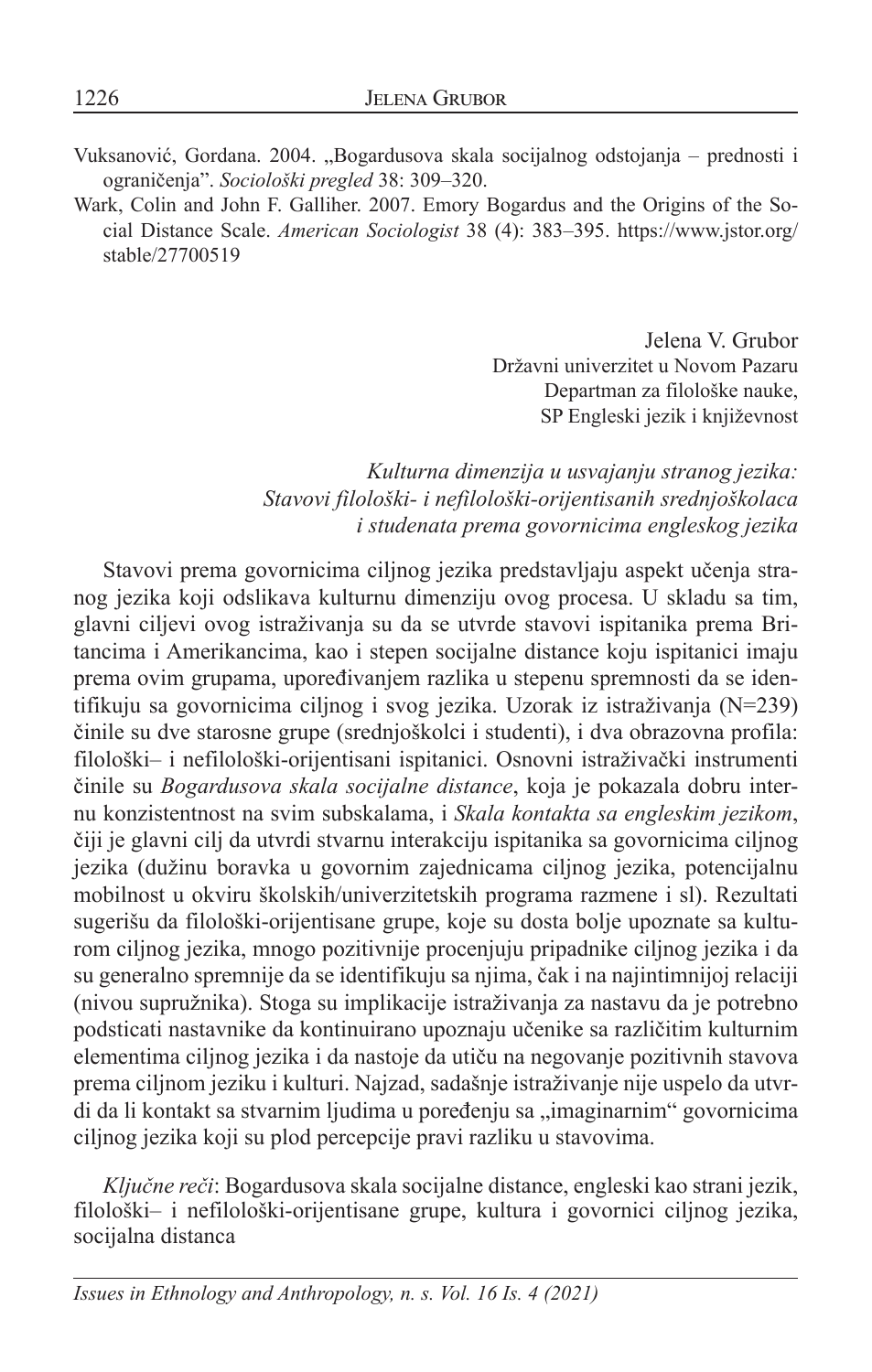Vuksanović, Gordana. 2004. „Bogardusova skala socijalnog odstojanja – prednosti i ograničenja". *Sociološki pregled* 38: 309–320.

Wark, Colin and John F. Galliher. 2007. Emory Bogardus and the Origins of the Social Distance Scale. *American Sociologist* 38 (4): 383–395. https://www.jstor.org/stable/27700519

Jelena V. Grubor
Državni univerzitet u Novom Pazaru
Departman za filološke nauke,
SP Engleski jezik i književnost

*Kulturna dimenzija u usvajanju stranog jezika: Stavovi filološki- i nefilološki-orijentisanih srednjoškolaca i studenata prema govornicima engleskog jezika*

Stavovi prema govornicima ciljnog jezika predstavljaju aspekt učenja stranog jezika koji odslikava kulturnu dimenziju ovog procesa. U skladu sa tim, glavni ciljevi ovog istraživanja su da se utvrde stavovi ispitanika prema Britancima i Amerikancima, kao i stepen socijalne distance koju ispitanici imaju prema ovim grupama, upoređivanjem razlika u stepenu spremnosti da se identifikuju sa govornicima ciljnog i svog jezika. Uzorak iz istraživanja (N=239) činile su dve starosne grupe (srednjoškolci i studenti), i dva obrazovna profila: filološki– i nefilološki-orijentisani ispitanici. Osnovni istraživački instrumenti činile su *Bogardusova skala socijalne distance*, koja je pokazala dobru internu konzistentnost na svim subskalama, i *Skala kontakta sa engleskim jezikom*, čiji je glavni cilj da utvrdi stvarnu interakciju ispitanika sa govornicima ciljnog jezika (dužinu boravka u govornim zajednicama ciljnog jezika, potencijalnu mobilnost u okviru školskih/univerzitetskih programa razmene i sl). Rezultati sugerišu da filološki-orijentisane grupe, koje su dosta bolje upoznate sa kulturom ciljnog jezika, mnogo pozitivnije procenjuju pripadnike ciljnog jezika i da su generalno spremnije da se identifikuju sa njima, čak i na najintimnijoj relaciji (nivou supružnika). Stoga su implikacije istraživanja za nastavu da je potrebno podsticati nastavnike da kontinuirano upoznaju učenike sa različitim kulturnim elementima ciljnog jezika i da nastoje da utiču na negovanje pozitivnih stavova prema ciljnom jeziku i kulturi. Najzad, sadašnje istraživanje nije uspelo da utvrdi da li kontakt sa stvarnim ljudima u poređenju sa „imaginarnim" govornicima ciljnog jezika koji su plod percepcije pravi razliku u stavovima.

*Ključne reči*: Bogardusova skala socijalne distance, engleski kao strani jezik, filološki– i nefilološki-orijentisane grupe, kultura i govornici ciljnog jezika, socijalna distanca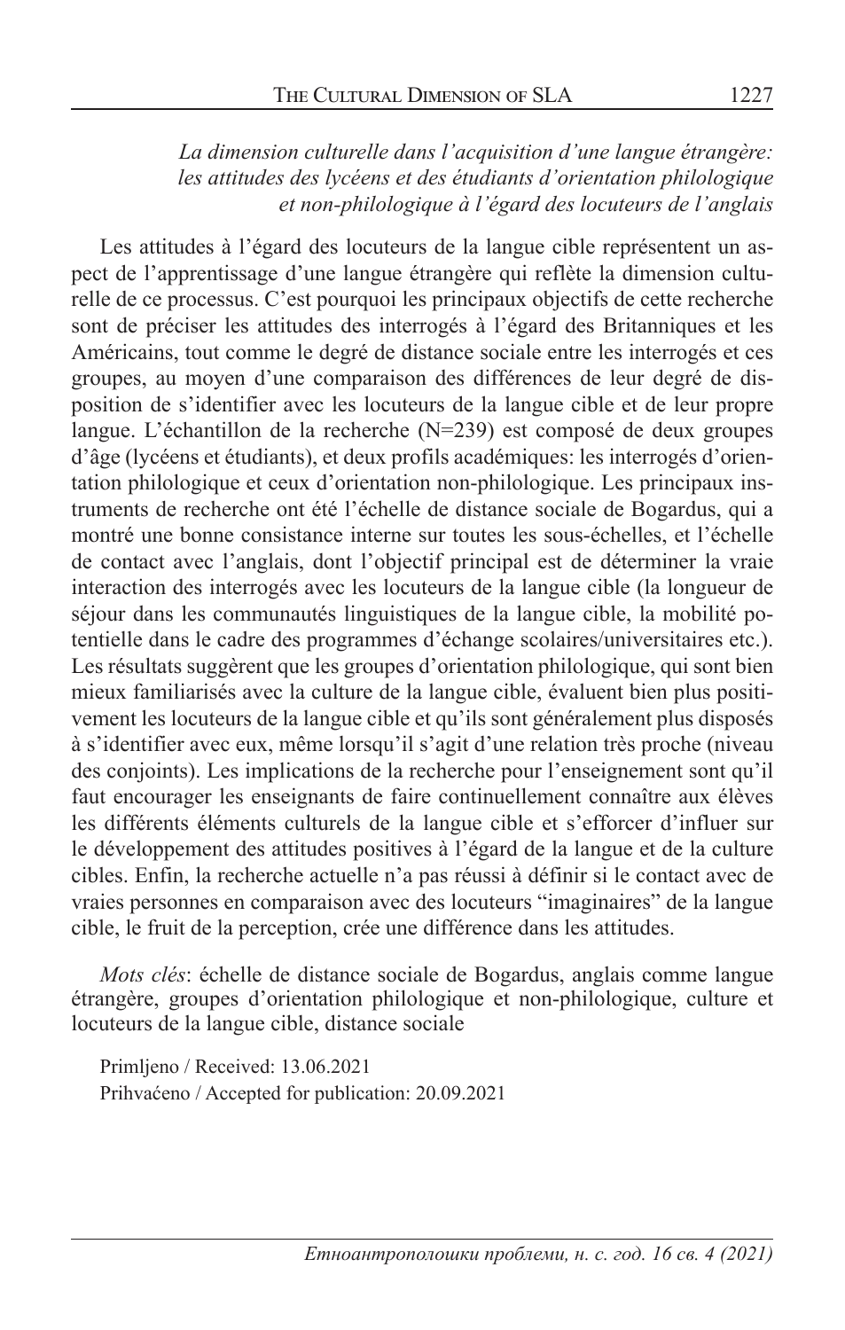*La dimension culturelle dans l'acquisition d'une langue étrangère: les attitudes des lycéens et des étudiants d'orientation philologique et non-philologique à l'égard des locuteurs de l'anglais*

Les attitudes à l'égard des locuteurs de la langue cible représentent un aspect de l'apprentissage d'une langue étrangère qui reflète la dimension culturelle de ce processus. C'est pourquoi les principaux objectifs de cette recherche sont de préciser les attitudes des interrogés à l'égard des Britanniques et les Américains, tout comme le degré de distance sociale entre les interrogés et ces groupes, au moyen d'une comparaison des différences de leur degré de disposition de s'identifier avec les locuteurs de la langue cible et de leur propre langue. L'échantillon de la recherche (N=239) est composé de deux groupes d'âge (lycéens et étudiants), et deux profils académiques: les interrogés d'orientation philologique et ceux d'orientation non-philologique. Les principaux instruments de recherche ont été l'échelle de distance sociale de Bogardus, qui a montré une bonne consistance interne sur toutes les sous-échelles, et l'échelle de contact avec l'anglais, dont l'objectif principal est de déterminer la vraie interaction des interrogés avec les locuteurs de la langue cible (la longueur de séjour dans les communautés linguistiques de la langue cible, la mobilité potentielle dans le cadre des programmes d'échange scolaires/universitaires etc.). Les résultats suggèrent que les groupes d'orientation philologique, qui sont bien mieux familiarisés avec la culture de la langue cible, évaluent bien plus positivement les locuteurs de la langue cible et qu'ils sont généralement plus disposés à s'identifier avec eux, même lorsqu'il s'agit d'une relation très proche (niveau des conjoints). Les implications de la recherche pour l'enseignement sont qu'il faut encourager les enseignants de faire continuellement connaître aux élèves les différents éléments culturels de la langue cible et s'efforcer d'influer sur le développement des attitudes positives à l'égard de la langue et de la culture cibles. Enfin, la recherche actuelle n'a pas réussi à définir si le contact avec de vraies personnes en comparaison avec des locuteurs "imaginaires" de la langue cible, le fruit de la perception, crée une différence dans les attitudes.

*Mots clés*: échelle de distance sociale de Bogardus, anglais comme langue étrangère, groupes d'orientation philologique et non-philologique, culture et locuteurs de la langue cible, distance sociale

Primljeno / Received: 13.06.2021
Prihvaćeno / Accepted for publication: 20.09.2021